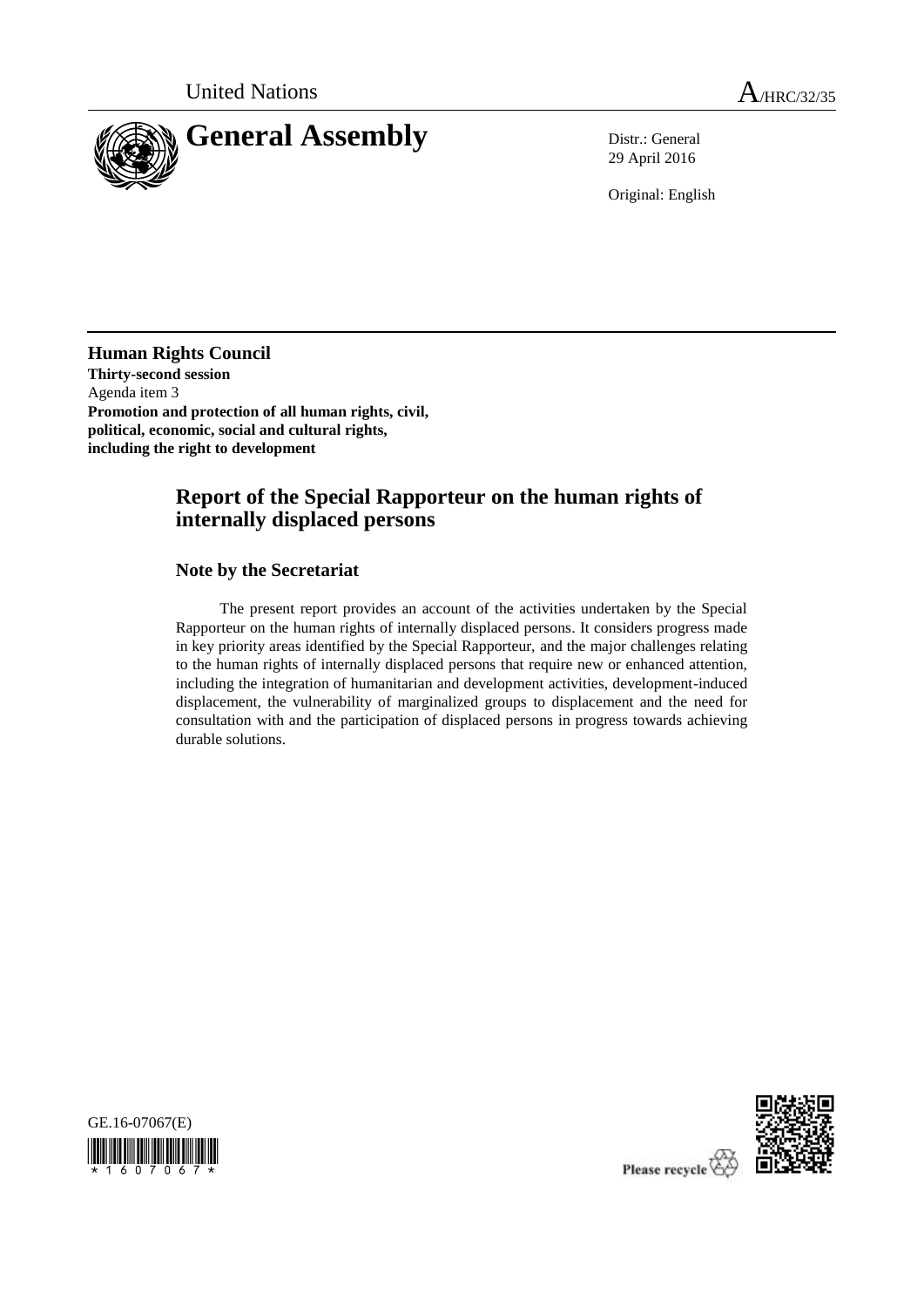United Nations

A/HRC/32/35

# General Assembly

Distr.: General
29 April 2016

Original: English

**Human Rights Council**
**Thirty-second session**
Agenda item 3
**Promotion and protection of all human rights, civil, political, economic, social and cultural rights, including the right to development**

## Report of the Special Rapporteur on the human rights of internally displaced persons

### Note by the Secretariat

The present report provides an account of the activities undertaken by the Special Rapporteur on the human rights of internally displaced persons. It considers progress made in key priority areas identified by the Special Rapporteur, and the major challenges relating to the human rights of internally displaced persons that require new or enhanced attention, including the integration of humanitarian and development activities, development-induced displacement, the vulnerability of marginalized groups to displacement and the need for consultation with and the participation of displaced persons in progress towards achieving durable solutions.

GE.16-07067(E)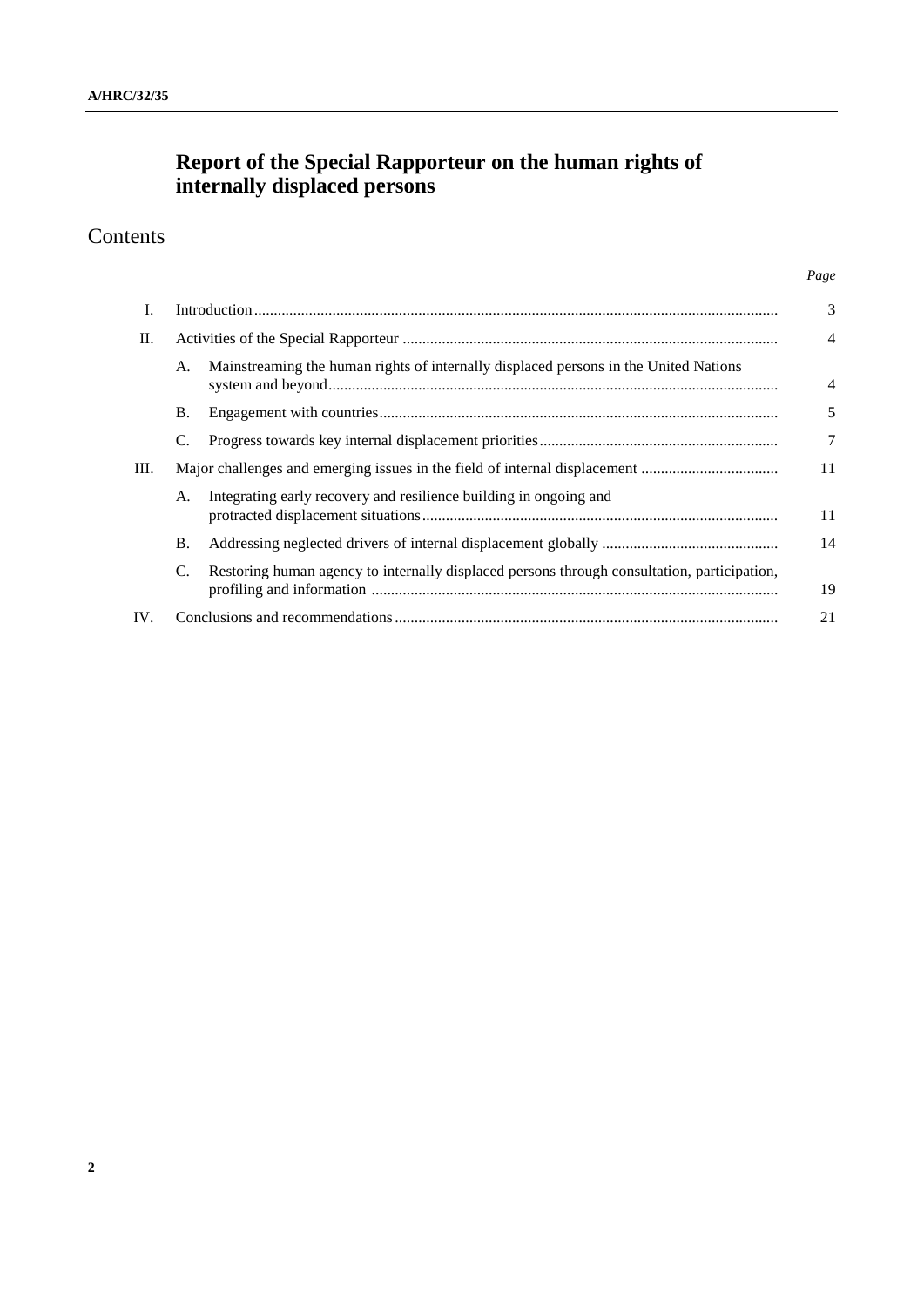# Report of the Special Rapporteur on the human rights of internally displaced persons

## Contents

| | | | Page |
|---|---|---|---|
| I. | Introduction | | 3 |
| II. | Activities of the Special Rapporteur | | 4 |
| | A. | Mainstreaming the human rights of internally displaced persons in the United Nations system and beyond | 4 |
| | B. | Engagement with countries | 5 |
| | C. | Progress towards key internal displacement priorities | 7 |
| III. | Major challenges and emerging issues in the field of internal displacement | | 11 |
| | A. | Integrating early recovery and resilience building in ongoing and protracted displacement situations | 11 |
| | B. | Addressing neglected drivers of internal displacement globally | 14 |
| | C. | Restoring human agency to internally displaced persons through consultation, participation, profiling and information | 19 |
| IV. | Conclusions and recommendations | | 21 |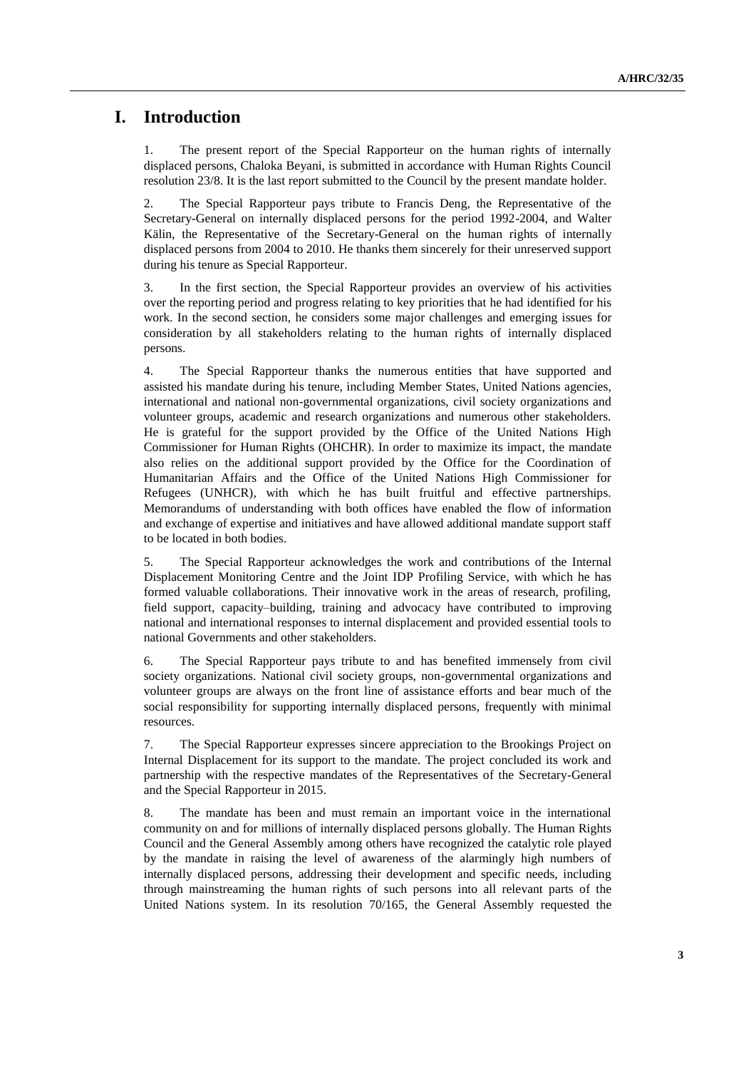# I. Introduction

1. The present report of the Special Rapporteur on the human rights of internally displaced persons, Chaloka Beyani, is submitted in accordance with Human Rights Council resolution 23/8. It is the last report submitted to the Council by the present mandate holder.

2. The Special Rapporteur pays tribute to Francis Deng, the Representative of the Secretary-General on internally displaced persons for the period 1992-2004, and Walter Kälin, the Representative of the Secretary-General on the human rights of internally displaced persons from 2004 to 2010. He thanks them sincerely for their unreserved support during his tenure as Special Rapporteur.

3. In the first section, the Special Rapporteur provides an overview of his activities over the reporting period and progress relating to key priorities that he had identified for his work. In the second section, he considers some major challenges and emerging issues for consideration by all stakeholders relating to the human rights of internally displaced persons.

4. The Special Rapporteur thanks the numerous entities that have supported and assisted his mandate during his tenure, including Member States, United Nations agencies, international and national non-governmental organizations, civil society organizations and volunteer groups, academic and research organizations and numerous other stakeholders. He is grateful for the support provided by the Office of the United Nations High Commissioner for Human Rights (OHCHR). In order to maximize its impact, the mandate also relies on the additional support provided by the Office for the Coordination of Humanitarian Affairs and the Office of the United Nations High Commissioner for Refugees (UNHCR), with which he has built fruitful and effective partnerships. Memorandums of understanding with both offices have enabled the flow of information and exchange of expertise and initiatives and have allowed additional mandate support staff to be located in both bodies.

5. The Special Rapporteur acknowledges the work and contributions of the Internal Displacement Monitoring Centre and the Joint IDP Profiling Service, with which he has formed valuable collaborations. Their innovative work in the areas of research, profiling, field support, capacity–building, training and advocacy have contributed to improving national and international responses to internal displacement and provided essential tools to national Governments and other stakeholders.

6. The Special Rapporteur pays tribute to and has benefited immensely from civil society organizations. National civil society groups, non-governmental organizations and volunteer groups are always on the front line of assistance efforts and bear much of the social responsibility for supporting internally displaced persons, frequently with minimal resources.

7. The Special Rapporteur expresses sincere appreciation to the Brookings Project on Internal Displacement for its support to the mandate. The project concluded its work and partnership with the respective mandates of the Representatives of the Secretary-General and the Special Rapporteur in 2015.

8. The mandate has been and must remain an important voice in the international community on and for millions of internally displaced persons globally. The Human Rights Council and the General Assembly among others have recognized the catalytic role played by the mandate in raising the level of awareness of the alarmingly high numbers of internally displaced persons, addressing their development and specific needs, including through mainstreaming the human rights of such persons into all relevant parts of the United Nations system. In its resolution 70/165, the General Assembly requested the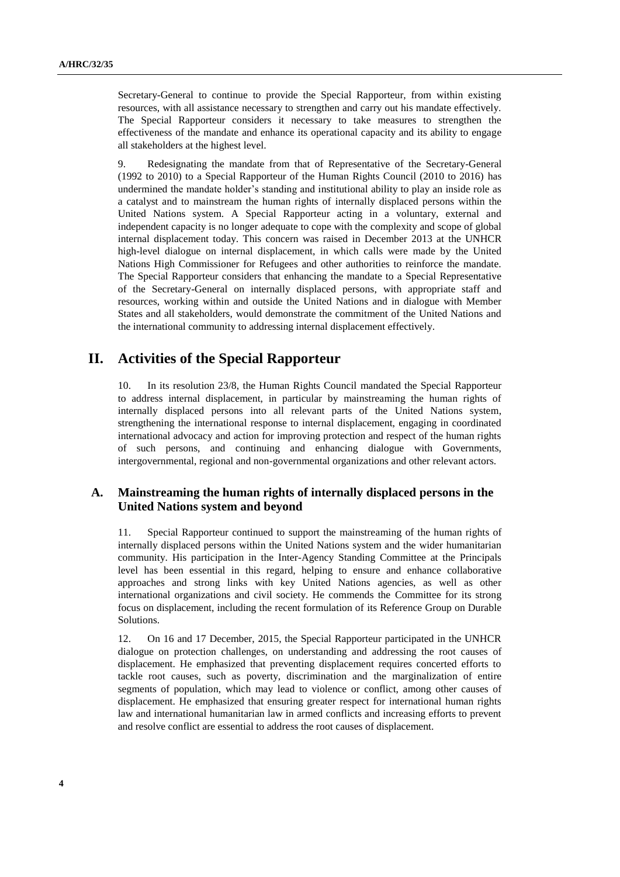Secretary-General to continue to provide the Special Rapporteur, from within existing resources, with all assistance necessary to strengthen and carry out his mandate effectively. The Special Rapporteur considers it necessary to take measures to strengthen the effectiveness of the mandate and enhance its operational capacity and its ability to engage all stakeholders at the highest level.

9. Redesignating the mandate from that of Representative of the Secretary-General (1992 to 2010) to a Special Rapporteur of the Human Rights Council (2010 to 2016) has undermined the mandate holder's standing and institutional ability to play an inside role as a catalyst and to mainstream the human rights of internally displaced persons within the United Nations system. A Special Rapporteur acting in a voluntary, external and independent capacity is no longer adequate to cope with the complexity and scope of global internal displacement today. This concern was raised in December 2013 at the UNHCR high-level dialogue on internal displacement, in which calls were made by the United Nations High Commissioner for Refugees and other authorities to reinforce the mandate. The Special Rapporteur considers that enhancing the mandate to a Special Representative of the Secretary-General on internally displaced persons, with appropriate staff and resources, working within and outside the United Nations and in dialogue with Member States and all stakeholders, would demonstrate the commitment of the United Nations and the international community to addressing internal displacement effectively.

# II. Activities of the Special Rapporteur

10. In its resolution 23/8, the Human Rights Council mandated the Special Rapporteur to address internal displacement, in particular by mainstreaming the human rights of internally displaced persons into all relevant parts of the United Nations system, strengthening the international response to internal displacement, engaging in coordinated international advocacy and action for improving protection and respect of the human rights of such persons, and continuing and enhancing dialogue with Governments, intergovernmental, regional and non-governmental organizations and other relevant actors.

## A. Mainstreaming the human rights of internally displaced persons in the United Nations system and beyond

11. Special Rapporteur continued to support the mainstreaming of the human rights of internally displaced persons within the United Nations system and the wider humanitarian community. His participation in the Inter-Agency Standing Committee at the Principals level has been essential in this regard, helping to ensure and enhance collaborative approaches and strong links with key United Nations agencies, as well as other international organizations and civil society. He commends the Committee for its strong focus on displacement, including the recent formulation of its Reference Group on Durable Solutions.

12. On 16 and 17 December, 2015, the Special Rapporteur participated in the UNHCR dialogue on protection challenges, on understanding and addressing the root causes of displacement. He emphasized that preventing displacement requires concerted efforts to tackle root causes, such as poverty, discrimination and the marginalization of entire segments of population, which may lead to violence or conflict, among other causes of displacement. He emphasized that ensuring greater respect for international human rights law and international humanitarian law in armed conflicts and increasing efforts to prevent and resolve conflict are essential to address the root causes of displacement.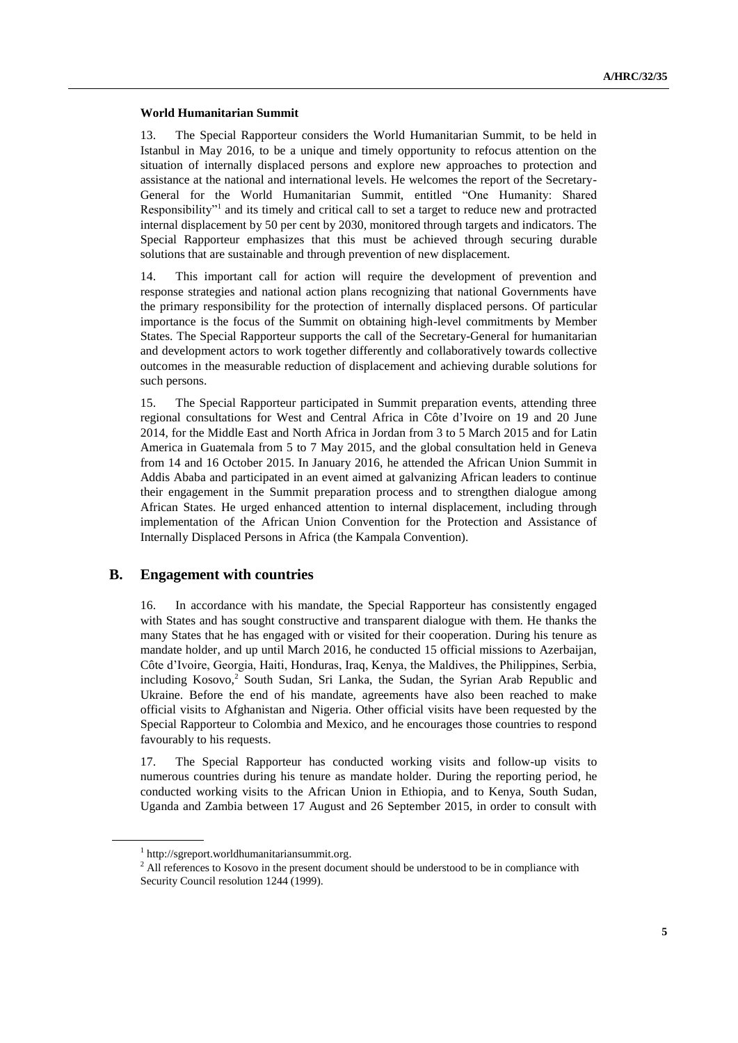**World Humanitarian Summit**

13. The Special Rapporteur considers the World Humanitarian Summit, to be held in Istanbul in May 2016, to be a unique and timely opportunity to refocus attention on the situation of internally displaced persons and explore new approaches to protection and assistance at the national and international levels. He welcomes the report of the Secretary-General for the World Humanitarian Summit, entitled "One Humanity: Shared Responsibility"[1] and its timely and critical call to set a target to reduce new and protracted internal displacement by 50 per cent by 2030, monitored through targets and indicators. The Special Rapporteur emphasizes that this must be achieved through securing durable solutions that are sustainable and through prevention of new displacement.

14. This important call for action will require the development of prevention and response strategies and national action plans recognizing that national Governments have the primary responsibility for the protection of internally displaced persons. Of particular importance is the focus of the Summit on obtaining high-level commitments by Member States. The Special Rapporteur supports the call of the Secretary-General for humanitarian and development actors to work together differently and collaboratively towards collective outcomes in the measurable reduction of displacement and achieving durable solutions for such persons.

15. The Special Rapporteur participated in Summit preparation events, attending three regional consultations for West and Central Africa in Côte d'Ivoire on 19 and 20 June 2014, for the Middle East and North Africa in Jordan from 3 to 5 March 2015 and for Latin America in Guatemala from 5 to 7 May 2015, and the global consultation held in Geneva from 14 and 16 October 2015. In January 2016, he attended the African Union Summit in Addis Ababa and participated in an event aimed at galvanizing African leaders to continue their engagement in the Summit preparation process and to strengthen dialogue among African States. He urged enhanced attention to internal displacement, including through implementation of the African Union Convention for the Protection and Assistance of Internally Displaced Persons in Africa (the Kampala Convention).

## B. Engagement with countries

16. In accordance with his mandate, the Special Rapporteur has consistently engaged with States and has sought constructive and transparent dialogue with them. He thanks the many States that he has engaged with or visited for their cooperation. During his tenure as mandate holder, and up until March 2016, he conducted 15 official missions to Azerbaijan, Côte d'Ivoire, Georgia, Haiti, Honduras, Iraq, Kenya, the Maldives, the Philippines, Serbia, including Kosovo,[2] South Sudan, Sri Lanka, the Sudan, the Syrian Arab Republic and Ukraine. Before the end of his mandate, agreements have also been reached to make official visits to Afghanistan and Nigeria. Other official visits have been requested by the Special Rapporteur to Colombia and Mexico, and he encourages those countries to respond favourably to his requests.

17. The Special Rapporteur has conducted working visits and follow-up visits to numerous countries during his tenure as mandate holder. During the reporting period, he conducted working visits to the African Union in Ethiopia, and to Kenya, South Sudan, Uganda and Zambia between 17 August and 26 September 2015, in order to consult with

[1] http://sgreport.worldhumanitariansummit.org.

[2] All references to Kosovo in the present document should be understood to be in compliance with Security Council resolution 1244 (1999).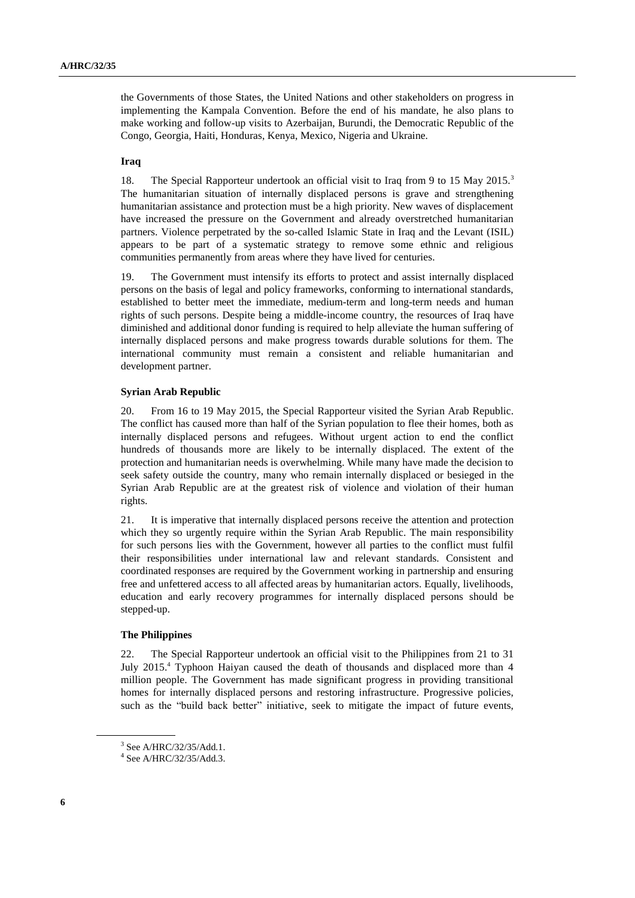the Governments of those States, the United Nations and other stakeholders on progress in implementing the Kampala Convention. Before the end of his mandate, he also plans to make working and follow-up visits to Azerbaijan, Burundi, the Democratic Republic of the Congo, Georgia, Haiti, Honduras, Kenya, Mexico, Nigeria and Ukraine.

### Iraq

18. The Special Rapporteur undertook an official visit to Iraq from 9 to 15 May 2015.[3] The humanitarian situation of internally displaced persons is grave and strengthening humanitarian assistance and protection must be a high priority. New waves of displacement have increased the pressure on the Government and already overstretched humanitarian partners. Violence perpetrated by the so-called Islamic State in Iraq and the Levant (ISIL) appears to be part of a systematic strategy to remove some ethnic and religious communities permanently from areas where they have lived for centuries.

19. The Government must intensify its efforts to protect and assist internally displaced persons on the basis of legal and policy frameworks, conforming to international standards, established to better meet the immediate, medium-term and long-term needs and human rights of such persons. Despite being a middle-income country, the resources of Iraq have diminished and additional donor funding is required to help alleviate the human suffering of internally displaced persons and make progress towards durable solutions for them. The international community must remain a consistent and reliable humanitarian and development partner.

### Syrian Arab Republic

20. From 16 to 19 May 2015, the Special Rapporteur visited the Syrian Arab Republic. The conflict has caused more than half of the Syrian population to flee their homes, both as internally displaced persons and refugees. Without urgent action to end the conflict hundreds of thousands more are likely to be internally displaced. The extent of the protection and humanitarian needs is overwhelming. While many have made the decision to seek safety outside the country, many who remain internally displaced or besieged in the Syrian Arab Republic are at the greatest risk of violence and violation of their human rights.

21. It is imperative that internally displaced persons receive the attention and protection which they so urgently require within the Syrian Arab Republic. The main responsibility for such persons lies with the Government, however all parties to the conflict must fulfil their responsibilities under international law and relevant standards. Consistent and coordinated responses are required by the Government working in partnership and ensuring free and unfettered access to all affected areas by humanitarian actors. Equally, livelihoods, education and early recovery programmes for internally displaced persons should be stepped-up.

### The Philippines

22. The Special Rapporteur undertook an official visit to the Philippines from 21 to 31 July 2015.[4] Typhoon Haiyan caused the death of thousands and displaced more than 4 million people. The Government has made significant progress in providing transitional homes for internally displaced persons and restoring infrastructure. Progressive policies, such as the "build back better" initiative, seek to mitigate the impact of future events,

---

[3] See A/HRC/32/35/Add.1.

[4] See A/HRC/32/35/Add.3.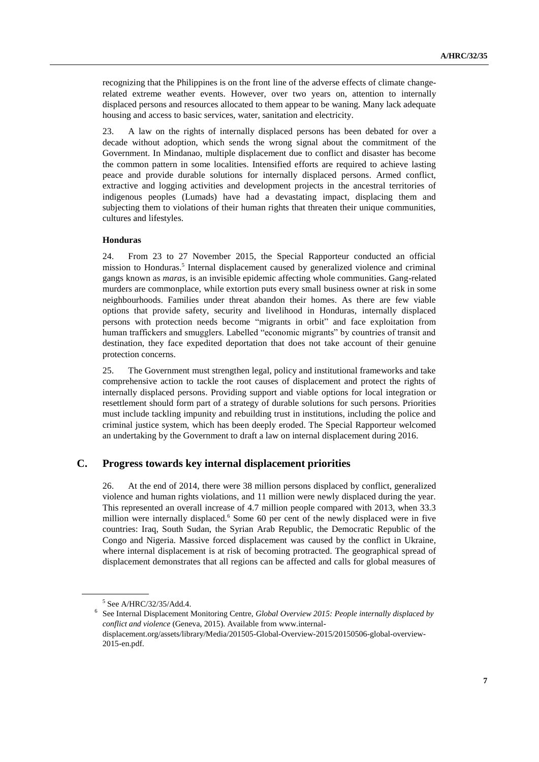recognizing that the Philippines is on the front line of the adverse effects of climate change-related extreme weather events. However, over two years on, attention to internally displaced persons and resources allocated to them appear to be waning. Many lack adequate housing and access to basic services, water, sanitation and electricity.

23. A law on the rights of internally displaced persons has been debated for over a decade without adoption, which sends the wrong signal about the commitment of the Government. In Mindanao, multiple displacement due to conflict and disaster has become the common pattern in some localities. Intensified efforts are required to achieve lasting peace and provide durable solutions for internally displaced persons. Armed conflict, extractive and logging activities and development projects in the ancestral territories of indigenous peoples (Lumads) have had a devastating impact, displacing them and subjecting them to violations of their human rights that threaten their unique communities, cultures and lifestyles.

### Honduras

24. From 23 to 27 November 2015, the Special Rapporteur conducted an official mission to Honduras.[5] Internal displacement caused by generalized violence and criminal gangs known as *maras*, is an invisible epidemic affecting whole communities. Gang-related murders are commonplace, while extortion puts every small business owner at risk in some neighbourhoods. Families under threat abandon their homes. As there are few viable options that provide safety, security and livelihood in Honduras, internally displaced persons with protection needs become "migrants in orbit" and face exploitation from human traffickers and smugglers. Labelled "economic migrants" by countries of transit and destination, they face expedited deportation that does not take account of their genuine protection concerns.

25. The Government must strengthen legal, policy and institutional frameworks and take comprehensive action to tackle the root causes of displacement and protect the rights of internally displaced persons. Providing support and viable options for local integration or resettlement should form part of a strategy of durable solutions for such persons. Priorities must include tackling impunity and rebuilding trust in institutions, including the police and criminal justice system, which has been deeply eroded. The Special Rapporteur welcomed an undertaking by the Government to draft a law on internal displacement during 2016.

## C. Progress towards key internal displacement priorities

26. At the end of 2014, there were 38 million persons displaced by conflict, generalized violence and human rights violations, and 11 million were newly displaced during the year. This represented an overall increase of 4.7 million people compared with 2013, when 33.3 million were internally displaced.[6] Some 60 per cent of the newly displaced were in five countries: Iraq, South Sudan, the Syrian Arab Republic, the Democratic Republic of the Congo and Nigeria. Massive forced displacement was caused by the conflict in Ukraine, where internal displacement is at risk of becoming protracted. The geographical spread of displacement demonstrates that all regions can be affected and calls for global measures of

---

[5] See A/HRC/32/35/Add.4.

[6] See Internal Displacement Monitoring Centre, *Global Overview 2015: People internally displaced by conflict and violence* (Geneva, 2015). Available from www.internal-displacement.org/assets/library/Media/201505-Global-Overview-2015/20150506-global-overview-2015-en.pdf.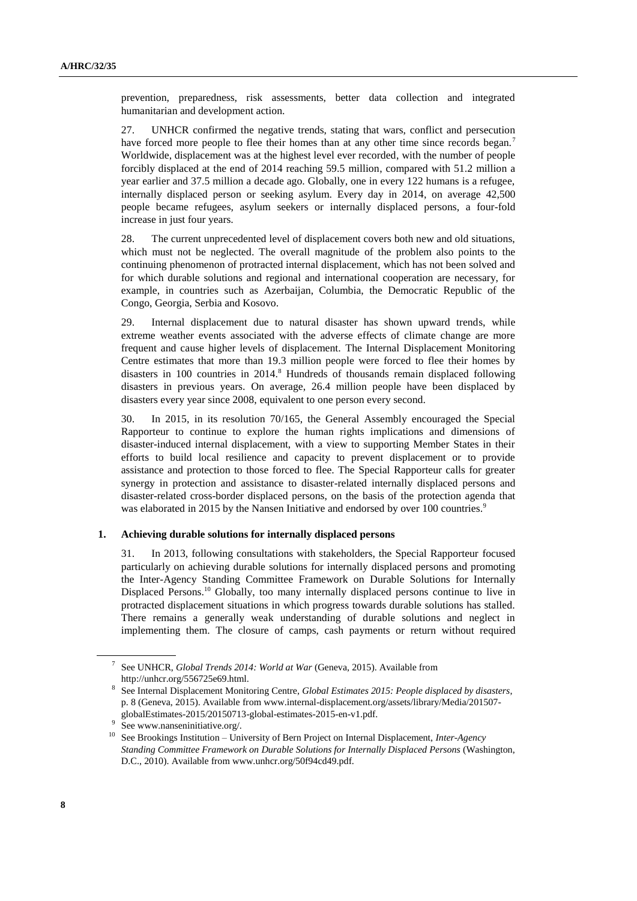prevention, preparedness, risk assessments, better data collection and integrated humanitarian and development action.

27. UNHCR confirmed the negative trends, stating that wars, conflict and persecution have forced more people to flee their homes than at any other time since records began.[7] Worldwide, displacement was at the highest level ever recorded, with the number of people forcibly displaced at the end of 2014 reaching 59.5 million, compared with 51.2 million a year earlier and 37.5 million a decade ago. Globally, one in every 122 humans is a refugee, internally displaced person or seeking asylum. Every day in 2014, on average 42,500 people became refugees, asylum seekers or internally displaced persons, a four-fold increase in just four years.

28. The current unprecedented level of displacement covers both new and old situations, which must not be neglected. The overall magnitude of the problem also points to the continuing phenomenon of protracted internal displacement, which has not been solved and for which durable solutions and regional and international cooperation are necessary, for example, in countries such as Azerbaijan, Columbia, the Democratic Republic of the Congo, Georgia, Serbia and Kosovo.

29. Internal displacement due to natural disaster has shown upward trends, while extreme weather events associated with the adverse effects of climate change are more frequent and cause higher levels of displacement. The Internal Displacement Monitoring Centre estimates that more than 19.3 million people were forced to flee their homes by disasters in 100 countries in 2014.[8] Hundreds of thousands remain displaced following disasters in previous years. On average, 26.4 million people have been displaced by disasters every year since 2008, equivalent to one person every second.

30. In 2015, in its resolution 70/165, the General Assembly encouraged the Special Rapporteur to continue to explore the human rights implications and dimensions of disaster-induced internal displacement, with a view to supporting Member States in their efforts to build local resilience and capacity to prevent displacement or to provide assistance and protection to those forced to flee. The Special Rapporteur calls for greater synergy in protection and assistance to disaster-related internally displaced persons and disaster-related cross-border displaced persons, on the basis of the protection agenda that was elaborated in 2015 by the Nansen Initiative and endorsed by over 100 countries.[9]

### 1. Achieving durable solutions for internally displaced persons

31. In 2013, following consultations with stakeholders, the Special Rapporteur focused particularly on achieving durable solutions for internally displaced persons and promoting the Inter-Agency Standing Committee Framework on Durable Solutions for Internally Displaced Persons.[10] Globally, too many internally displaced persons continue to live in protracted displacement situations in which progress towards durable solutions has stalled. There remains a generally weak understanding of durable solutions and neglect in implementing them. The closure of camps, cash payments or return without required

---

[7] See UNHCR, *Global Trends 2014: World at War* (Geneva, 2015). Available from http://unhcr.org/556725e69.html.

[8] See Internal Displacement Monitoring Centre, *Global Estimates 2015: People displaced by disasters*, p. 8 (Geneva, 2015). Available from www.internal-displacement.org/assets/library/Media/201507-globalEstimates-2015/20150713-global-estimates-2015-en-v1.pdf.

[9] See www.nanseninitiative.org/.

[10] See Brookings Institution – University of Bern Project on Internal Displacement, *Inter-Agency Standing Committee Framework on Durable Solutions for Internally Displaced Persons* (Washington, D.C., 2010). Available from www.unhcr.org/50f94cd49.pdf.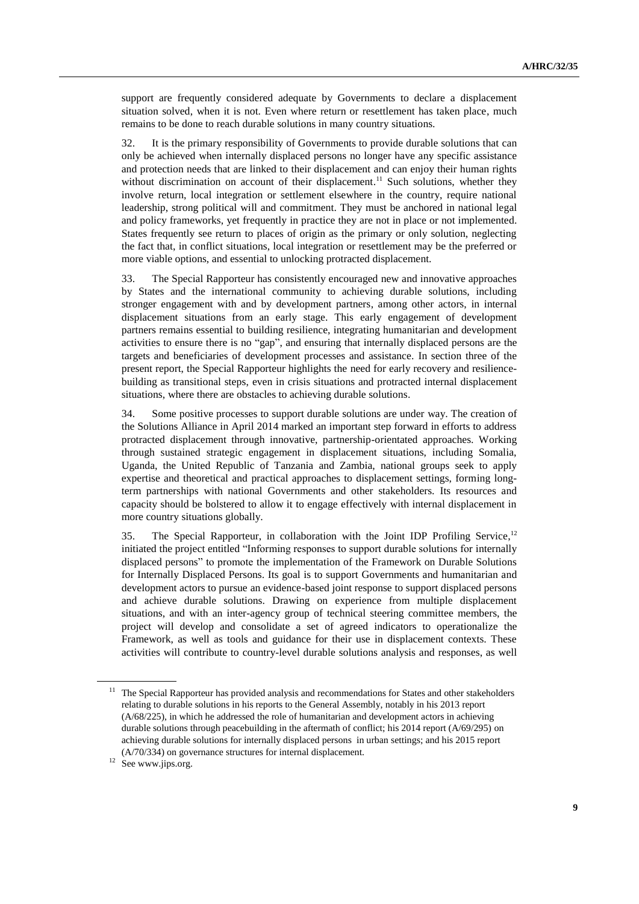support are frequently considered adequate by Governments to declare a displacement situation solved, when it is not. Even where return or resettlement has taken place, much remains to be done to reach durable solutions in many country situations.

32. It is the primary responsibility of Governments to provide durable solutions that can only be achieved when internally displaced persons no longer have any specific assistance and protection needs that are linked to their displacement and can enjoy their human rights without discrimination on account of their displacement.[11] Such solutions, whether they involve return, local integration or settlement elsewhere in the country, require national leadership, strong political will and commitment. They must be anchored in national legal and policy frameworks, yet frequently in practice they are not in place or not implemented. States frequently see return to places of origin as the primary or only solution, neglecting the fact that, in conflict situations, local integration or resettlement may be the preferred or more viable options, and essential to unlocking protracted displacement.

33. The Special Rapporteur has consistently encouraged new and innovative approaches by States and the international community to achieving durable solutions, including stronger engagement with and by development partners, among other actors, in internal displacement situations from an early stage. This early engagement of development partners remains essential to building resilience, integrating humanitarian and development activities to ensure there is no "gap", and ensuring that internally displaced persons are the targets and beneficiaries of development processes and assistance. In section three of the present report, the Special Rapporteur highlights the need for early recovery and resilience-building as transitional steps, even in crisis situations and protracted internal displacement situations, where there are obstacles to achieving durable solutions.

34. Some positive processes to support durable solutions are under way. The creation of the Solutions Alliance in April 2014 marked an important step forward in efforts to address protracted displacement through innovative, partnership-orientated approaches. Working through sustained strategic engagement in displacement situations, including Somalia, Uganda, the United Republic of Tanzania and Zambia, national groups seek to apply expertise and theoretical and practical approaches to displacement settings, forming long-term partnerships with national Governments and other stakeholders. Its resources and capacity should be bolstered to allow it to engage effectively with internal displacement in more country situations globally.

35. The Special Rapporteur, in collaboration with the Joint IDP Profiling Service,[12] initiated the project entitled "Informing responses to support durable solutions for internally displaced persons" to promote the implementation of the Framework on Durable Solutions for Internally Displaced Persons. Its goal is to support Governments and humanitarian and development actors to pursue an evidence-based joint response to support displaced persons and achieve durable solutions. Drawing on experience from multiple displacement situations, and with an inter-agency group of technical steering committee members, the project will develop and consolidate a set of agreed indicators to operationalize the Framework, as well as tools and guidance for their use in displacement contexts. These activities will contribute to country-level durable solutions analysis and responses, as well

[11] The Special Rapporteur has provided analysis and recommendations for States and other stakeholders relating to durable solutions in his reports to the General Assembly, notably in his 2013 report (A/68/225), in which he addressed the role of humanitarian and development actors in achieving durable solutions through peacebuilding in the aftermath of conflict; his 2014 report (A/69/295) on achieving durable solutions for internally displaced persons in urban settings; and his 2015 report (A/70/334) on governance structures for internal displacement.

[12] See www.jips.org.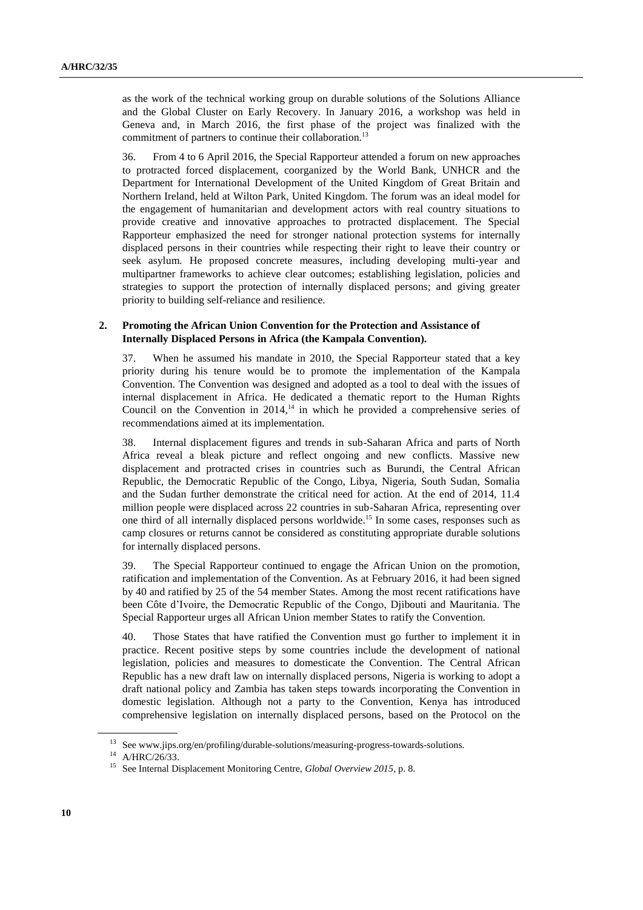as the work of the technical working group on durable solutions of the Solutions Alliance and the Global Cluster on Early Recovery. In January 2016, a workshop was held in Geneva and, in March 2016, the first phase of the project was finalized with the commitment of partners to continue their collaboration.[13]

36. From 4 to 6 April 2016, the Special Rapporteur attended a forum on new approaches to protracted forced displacement, coorganized by the World Bank, UNHCR and the Department for International Development of the United Kingdom of Great Britain and Northern Ireland, held at Wilton Park, United Kingdom. The forum was an ideal model for the engagement of humanitarian and development actors with real country situations to provide creative and innovative approaches to protracted displacement. The Special Rapporteur emphasized the need for stronger national protection systems for internally displaced persons in their countries while respecting their right to leave their country or seek asylum. He proposed concrete measures, including developing multi-year and multipartner frameworks to achieve clear outcomes; establishing legislation, policies and strategies to support the protection of internally displaced persons; and giving greater priority to building self-reliance and resilience.

### 2. Promoting the African Union Convention for the Protection and Assistance of Internally Displaced Persons in Africa (the Kampala Convention).

37. When he assumed his mandate in 2010, the Special Rapporteur stated that a key priority during his tenure would be to promote the implementation of the Kampala Convention. The Convention was designed and adopted as a tool to deal with the issues of internal displacement in Africa. He dedicated a thematic report to the Human Rights Council on the Convention in 2014,[14] in which he provided a comprehensive series of recommendations aimed at its implementation.

38. Internal displacement figures and trends in sub-Saharan Africa and parts of North Africa reveal a bleak picture and reflect ongoing and new conflicts. Massive new displacement and protracted crises in countries such as Burundi, the Central African Republic, the Democratic Republic of the Congo, Libya, Nigeria, South Sudan, Somalia and the Sudan further demonstrate the critical need for action. At the end of 2014, 11.4 million people were displaced across 22 countries in sub-Saharan Africa, representing over one third of all internally displaced persons worldwide.[15] In some cases, responses such as camp closures or returns cannot be considered as constituting appropriate durable solutions for internally displaced persons.

39. The Special Rapporteur continued to engage the African Union on the promotion, ratification and implementation of the Convention. As at February 2016, it had been signed by 40 and ratified by 25 of the 54 member States. Among the most recent ratifications have been Côte d'Ivoire, the Democratic Republic of the Congo, Djibouti and Mauritania. The Special Rapporteur urges all African Union member States to ratify the Convention.

40. Those States that have ratified the Convention must go further to implement it in practice. Recent positive steps by some countries include the development of national legislation, policies and measures to domesticate the Convention. The Central African Republic has a new draft law on internally displaced persons, Nigeria is working to adopt a draft national policy and Zambia has taken steps towards incorporating the Convention in domestic legislation. Although not a party to the Convention, Kenya has introduced comprehensive legislation on internally displaced persons, based on the Protocol on the

---

[13] See www.jips.org/en/profiling/durable-solutions/measuring-progress-towards-solutions.

[14] A/HRC/26/33.

[15] See Internal Displacement Monitoring Centre, *Global Overview 2015*, p. 8.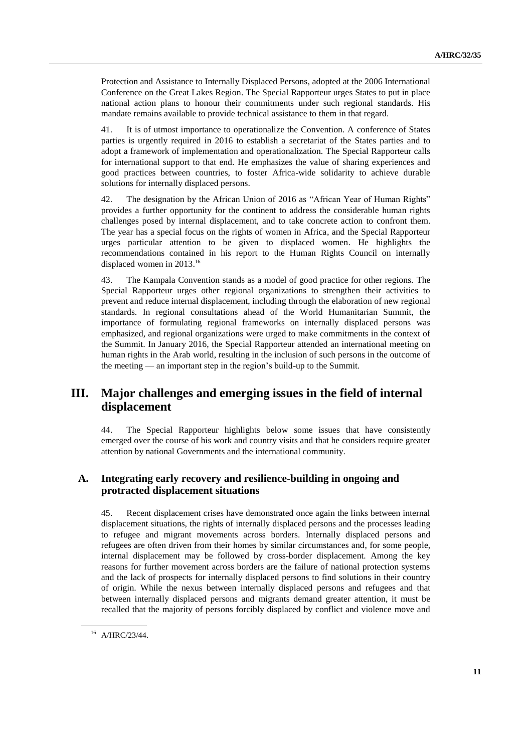Protection and Assistance to Internally Displaced Persons, adopted at the 2006 International Conference on the Great Lakes Region. The Special Rapporteur urges States to put in place national action plans to honour their commitments under such regional standards. His mandate remains available to provide technical assistance to them in that regard.

41. It is of utmost importance to operationalize the Convention. A conference of States parties is urgently required in 2016 to establish a secretariat of the States parties and to adopt a framework of implementation and operationalization. The Special Rapporteur calls for international support to that end. He emphasizes the value of sharing experiences and good practices between countries, to foster Africa-wide solidarity to achieve durable solutions for internally displaced persons.

42. The designation by the African Union of 2016 as "African Year of Human Rights" provides a further opportunity for the continent to address the considerable human rights challenges posed by internal displacement, and to take concrete action to confront them. The year has a special focus on the rights of women in Africa, and the Special Rapporteur urges particular attention to be given to displaced women. He highlights the recommendations contained in his report to the Human Rights Council on internally displaced women in 2013.[16]

43. The Kampala Convention stands as a model of good practice for other regions. The Special Rapporteur urges other regional organizations to strengthen their activities to prevent and reduce internal displacement, including through the elaboration of new regional standards. In regional consultations ahead of the World Humanitarian Summit, the importance of formulating regional frameworks on internally displaced persons was emphasized, and regional organizations were urged to make commitments in the context of the Summit. In January 2016, the Special Rapporteur attended an international meeting on human rights in the Arab world, resulting in the inclusion of such persons in the outcome of the meeting — an important step in the region's build-up to the Summit.

# III. Major challenges and emerging issues in the field of internal displacement

44. The Special Rapporteur highlights below some issues that have consistently emerged over the course of his work and country visits and that he considers require greater attention by national Governments and the international community.

## A. Integrating early recovery and resilience-building in ongoing and protracted displacement situations

45. Recent displacement crises have demonstrated once again the links between internal displacement situations, the rights of internally displaced persons and the processes leading to refugee and migrant movements across borders. Internally displaced persons and refugees are often driven from their homes by similar circumstances and, for some people, internal displacement may be followed by cross-border displacement. Among the key reasons for further movement across borders are the failure of national protection systems and the lack of prospects for internally displaced persons to find solutions in their country of origin. While the nexus between internally displaced persons and refugees and that between internally displaced persons and migrants demand greater attention, it must be recalled that the majority of persons forcibly displaced by conflict and violence move and

[16] A/HRC/23/44.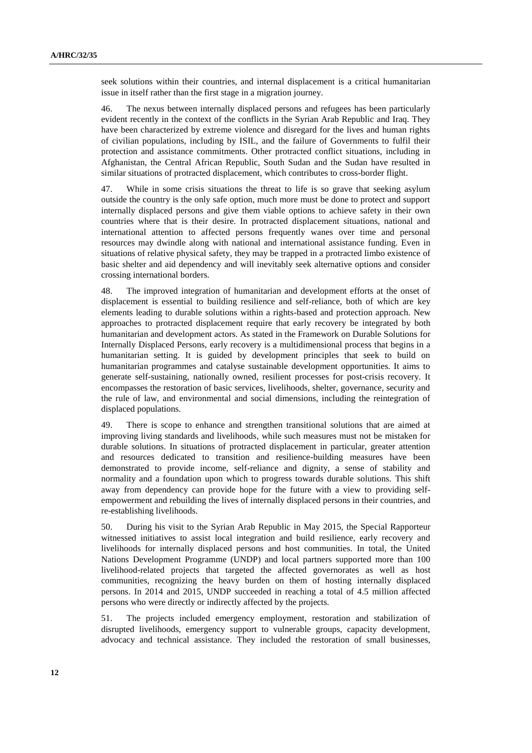seek solutions within their countries, and internal displacement is a critical humanitarian issue in itself rather than the first stage in a migration journey.

46. The nexus between internally displaced persons and refugees has been particularly evident recently in the context of the conflicts in the Syrian Arab Republic and Iraq. They have been characterized by extreme violence and disregard for the lives and human rights of civilian populations, including by ISIL, and the failure of Governments to fulfil their protection and assistance commitments. Other protracted conflict situations, including in Afghanistan, the Central African Republic, South Sudan and the Sudan have resulted in similar situations of protracted displacement, which contributes to cross-border flight.

47. While in some crisis situations the threat to life is so grave that seeking asylum outside the country is the only safe option, much more must be done to protect and support internally displaced persons and give them viable options to achieve safety in their own countries where that is their desire. In protracted displacement situations, national and international attention to affected persons frequently wanes over time and personal resources may dwindle along with national and international assistance funding. Even in situations of relative physical safety, they may be trapped in a protracted limbo existence of basic shelter and aid dependency and will inevitably seek alternative options and consider crossing international borders.

48. The improved integration of humanitarian and development efforts at the onset of displacement is essential to building resilience and self-reliance, both of which are key elements leading to durable solutions within a rights-based and protection approach. New approaches to protracted displacement require that early recovery be integrated by both humanitarian and development actors. As stated in the Framework on Durable Solutions for Internally Displaced Persons, early recovery is a multidimensional process that begins in a humanitarian setting. It is guided by development principles that seek to build on humanitarian programmes and catalyse sustainable development opportunities. It aims to generate self-sustaining, nationally owned, resilient processes for post-crisis recovery. It encompasses the restoration of basic services, livelihoods, shelter, governance, security and the rule of law, and environmental and social dimensions, including the reintegration of displaced populations.

49. There is scope to enhance and strengthen transitional solutions that are aimed at improving living standards and livelihoods, while such measures must not be mistaken for durable solutions. In situations of protracted displacement in particular, greater attention and resources dedicated to transition and resilience-building measures have been demonstrated to provide income, self-reliance and dignity, a sense of stability and normality and a foundation upon which to progress towards durable solutions. This shift away from dependency can provide hope for the future with a view to providing self-empowerment and rebuilding the lives of internally displaced persons in their countries, and re-establishing livelihoods.

50. During his visit to the Syrian Arab Republic in May 2015, the Special Rapporteur witnessed initiatives to assist local integration and build resilience, early recovery and livelihoods for internally displaced persons and host communities. In total, the United Nations Development Programme (UNDP) and local partners supported more than 100 livelihood-related projects that targeted the affected governorates as well as host communities, recognizing the heavy burden on them of hosting internally displaced persons. In 2014 and 2015, UNDP succeeded in reaching a total of 4.5 million affected persons who were directly or indirectly affected by the projects.

51. The projects included emergency employment, restoration and stabilization of disrupted livelihoods, emergency support to vulnerable groups, capacity development, advocacy and technical assistance. They included the restoration of small businesses,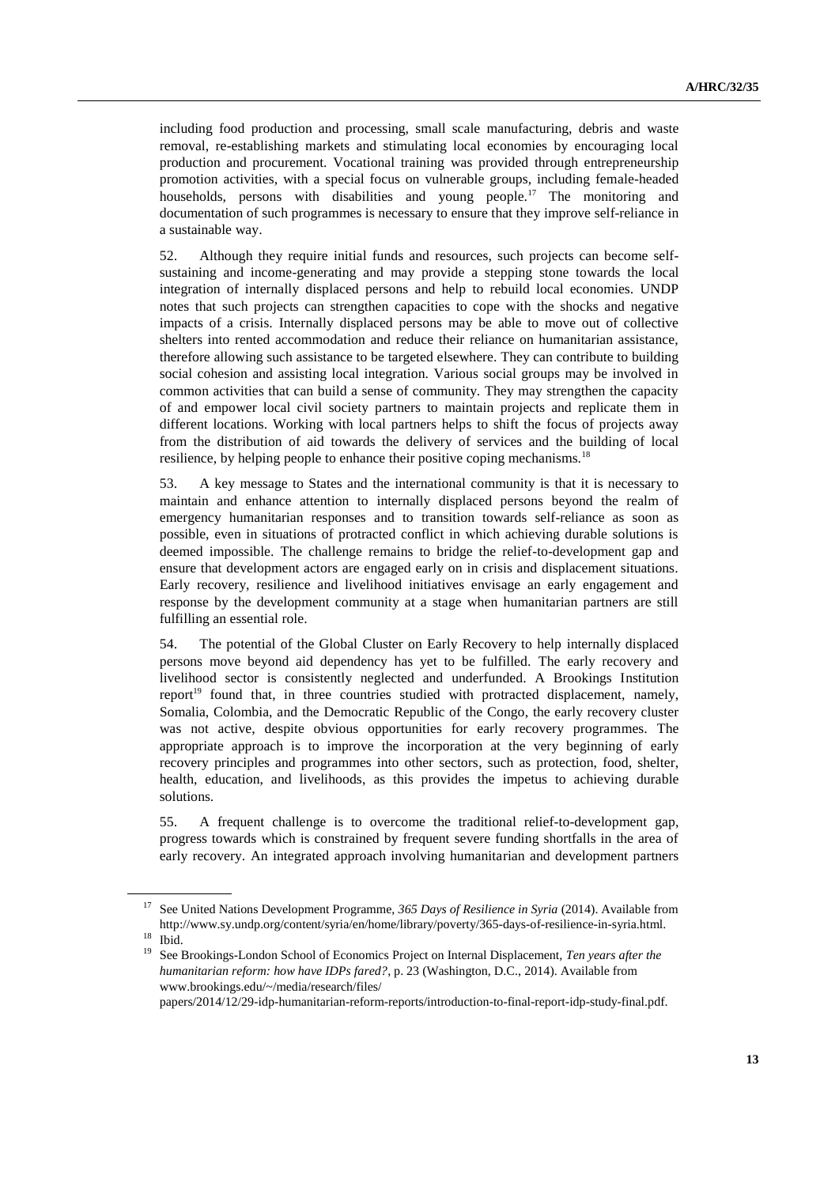including food production and processing, small scale manufacturing, debris and waste removal, re-establishing markets and stimulating local economies by encouraging local production and procurement. Vocational training was provided through entrepreneurship promotion activities, with a special focus on vulnerable groups, including female-headed households, persons with disabilities and young people.[17] The monitoring and documentation of such programmes is necessary to ensure that they improve self-reliance in a sustainable way.

52. Although they require initial funds and resources, such projects can become self-sustaining and income-generating and may provide a stepping stone towards the local integration of internally displaced persons and help to rebuild local economies. UNDP notes that such projects can strengthen capacities to cope with the shocks and negative impacts of a crisis. Internally displaced persons may be able to move out of collective shelters into rented accommodation and reduce their reliance on humanitarian assistance, therefore allowing such assistance to be targeted elsewhere. They can contribute to building social cohesion and assisting local integration. Various social groups may be involved in common activities that can build a sense of community. They may strengthen the capacity of and empower local civil society partners to maintain projects and replicate them in different locations. Working with local partners helps to shift the focus of projects away from the distribution of aid towards the delivery of services and the building of local resilience, by helping people to enhance their positive coping mechanisms.[18]

53. A key message to States and the international community is that it is necessary to maintain and enhance attention to internally displaced persons beyond the realm of emergency humanitarian responses and to transition towards self-reliance as soon as possible, even in situations of protracted conflict in which achieving durable solutions is deemed impossible. The challenge remains to bridge the relief-to-development gap and ensure that development actors are engaged early on in crisis and displacement situations. Early recovery, resilience and livelihood initiatives envisage an early engagement and response by the development community at a stage when humanitarian partners are still fulfilling an essential role.

54. The potential of the Global Cluster on Early Recovery to help internally displaced persons move beyond aid dependency has yet to be fulfilled. The early recovery and livelihood sector is consistently neglected and underfunded. A Brookings Institution report[19] found that, in three countries studied with protracted displacement, namely, Somalia, Colombia, and the Democratic Republic of the Congo, the early recovery cluster was not active, despite obvious opportunities for early recovery programmes. The appropriate approach is to improve the incorporation at the very beginning of early recovery principles and programmes into other sectors, such as protection, food, shelter, health, education, and livelihoods, as this provides the impetus to achieving durable solutions.

55. A frequent challenge is to overcome the traditional relief-to-development gap, progress towards which is constrained by frequent severe funding shortfalls in the area of early recovery. An integrated approach involving humanitarian and development partners

---

[17] See United Nations Development Programme, *365 Days of Resilience in Syria* (2014). Available from http://www.sy.undp.org/content/syria/en/home/library/poverty/365-days-of-resilience-in-syria.html.

[18] Ibid.

[19] See Brookings-London School of Economics Project on Internal Displacement, *Ten years after the humanitarian reform: how have IDPs fared?*, p. 23 (Washington, D.C., 2014). Available from www.brookings.edu/~/media/research/files/papers/2014/12/29-idp-humanitarian-reform-reports/introduction-to-final-report-idp-study-final.pdf.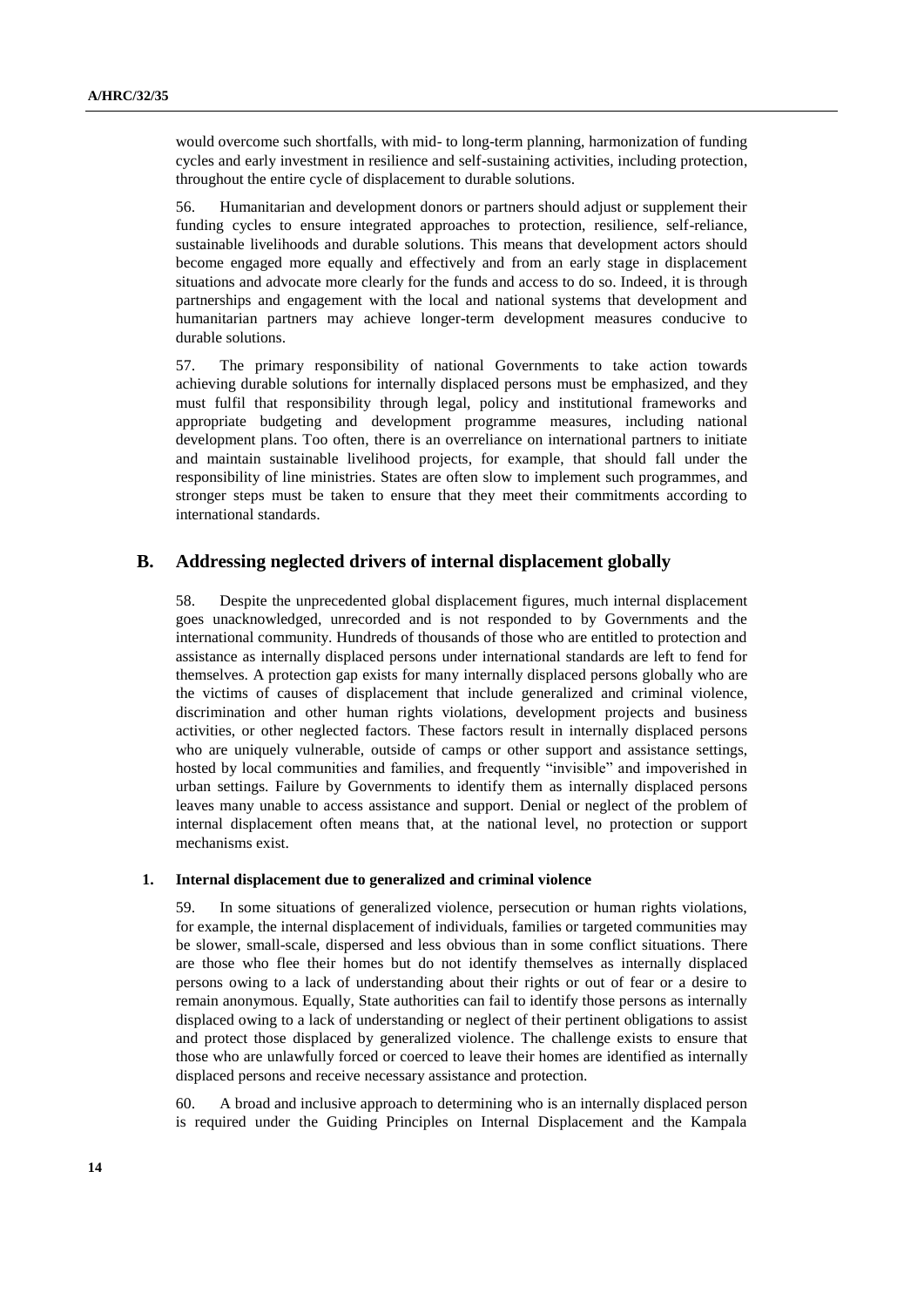would overcome such shortfalls, with mid- to long-term planning, harmonization of funding cycles and early investment in resilience and self-sustaining activities, including protection, throughout the entire cycle of displacement to durable solutions.

56. Humanitarian and development donors or partners should adjust or supplement their funding cycles to ensure integrated approaches to protection, resilience, self-reliance, sustainable livelihoods and durable solutions. This means that development actors should become engaged more equally and effectively and from an early stage in displacement situations and advocate more clearly for the funds and access to do so. Indeed, it is through partnerships and engagement with the local and national systems that development and humanitarian partners may achieve longer-term development measures conducive to durable solutions.

57. The primary responsibility of national Governments to take action towards achieving durable solutions for internally displaced persons must be emphasized, and they must fulfil that responsibility through legal, policy and institutional frameworks and appropriate budgeting and development programme measures, including national development plans. Too often, there is an overreliance on international partners to initiate and maintain sustainable livelihood projects, for example, that should fall under the responsibility of line ministries. States are often slow to implement such programmes, and stronger steps must be taken to ensure that they meet their commitments according to international standards.

## B. Addressing neglected drivers of internal displacement globally

58. Despite the unprecedented global displacement figures, much internal displacement goes unacknowledged, unrecorded and is not responded to by Governments and the international community. Hundreds of thousands of those who are entitled to protection and assistance as internally displaced persons under international standards are left to fend for themselves. A protection gap exists for many internally displaced persons globally who are the victims of causes of displacement that include generalized and criminal violence, discrimination and other human rights violations, development projects and business activities, or other neglected factors. These factors result in internally displaced persons who are uniquely vulnerable, outside of camps or other support and assistance settings, hosted by local communities and families, and frequently "invisible" and impoverished in urban settings. Failure by Governments to identify them as internally displaced persons leaves many unable to access assistance and support. Denial or neglect of the problem of internal displacement often means that, at the national level, no protection or support mechanisms exist.

### 1. Internal displacement due to generalized and criminal violence

59. In some situations of generalized violence, persecution or human rights violations, for example, the internal displacement of individuals, families or targeted communities may be slower, small-scale, dispersed and less obvious than in some conflict situations. There are those who flee their homes but do not identify themselves as internally displaced persons owing to a lack of understanding about their rights or out of fear or a desire to remain anonymous. Equally, State authorities can fail to identify those persons as internally displaced owing to a lack of understanding or neglect of their pertinent obligations to assist and protect those displaced by generalized violence. The challenge exists to ensure that those who are unlawfully forced or coerced to leave their homes are identified as internally displaced persons and receive necessary assistance and protection.

60. A broad and inclusive approach to determining who is an internally displaced person is required under the Guiding Principles on Internal Displacement and the Kampala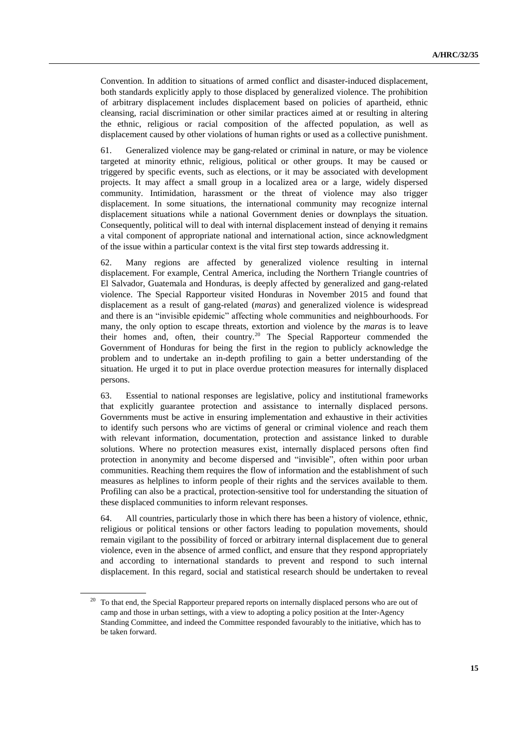Convention. In addition to situations of armed conflict and disaster-induced displacement, both standards explicitly apply to those displaced by generalized violence. The prohibition of arbitrary displacement includes displacement based on policies of apartheid, ethnic cleansing, racial discrimination or other similar practices aimed at or resulting in altering the ethnic, religious or racial composition of the affected population, as well as displacement caused by other violations of human rights or used as a collective punishment.

61. Generalized violence may be gang-related or criminal in nature, or may be violence targeted at minority ethnic, religious, political or other groups. It may be caused or triggered by specific events, such as elections, or it may be associated with development projects. It may affect a small group in a localized area or a large, widely dispersed community. Intimidation, harassment or the threat of violence may also trigger displacement. In some situations, the international community may recognize internal displacement situations while a national Government denies or downplays the situation. Consequently, political will to deal with internal displacement instead of denying it remains a vital component of appropriate national and international action, since acknowledgment of the issue within a particular context is the vital first step towards addressing it.

62. Many regions are affected by generalized violence resulting in internal displacement. For example, Central America, including the Northern Triangle countries of El Salvador, Guatemala and Honduras, is deeply affected by generalized and gang-related violence. The Special Rapporteur visited Honduras in November 2015 and found that displacement as a result of gang-related (*maras*) and generalized violence is widespread and there is an "invisible epidemic" affecting whole communities and neighbourhoods. For many, the only option to escape threats, extortion and violence by the *maras* is to leave their homes and, often, their country.[20] The Special Rapporteur commended the Government of Honduras for being the first in the region to publicly acknowledge the problem and to undertake an in-depth profiling to gain a better understanding of the situation. He urged it to put in place overdue protection measures for internally displaced persons.

63. Essential to national responses are legislative, policy and institutional frameworks that explicitly guarantee protection and assistance to internally displaced persons. Governments must be active in ensuring implementation and exhaustive in their activities to identify such persons who are victims of general or criminal violence and reach them with relevant information, documentation, protection and assistance linked to durable solutions. Where no protection measures exist, internally displaced persons often find protection in anonymity and become dispersed and "invisible", often within poor urban communities. Reaching them requires the flow of information and the establishment of such measures as helplines to inform people of their rights and the services available to them. Profiling can also be a practical, protection-sensitive tool for understanding the situation of these displaced communities to inform relevant responses.

64. All countries, particularly those in which there has been a history of violence, ethnic, religious or political tensions or other factors leading to population movements, should remain vigilant to the possibility of forced or arbitrary internal displacement due to general violence, even in the absence of armed conflict, and ensure that they respond appropriately and according to international standards to prevent and respond to such internal displacement. In this regard, social and statistical research should be undertaken to reveal

[20] To that end, the Special Rapporteur prepared reports on internally displaced persons who are out of camp and those in urban settings, with a view to adopting a policy position at the Inter-Agency Standing Committee, and indeed the Committee responded favourably to the initiative, which has to be taken forward.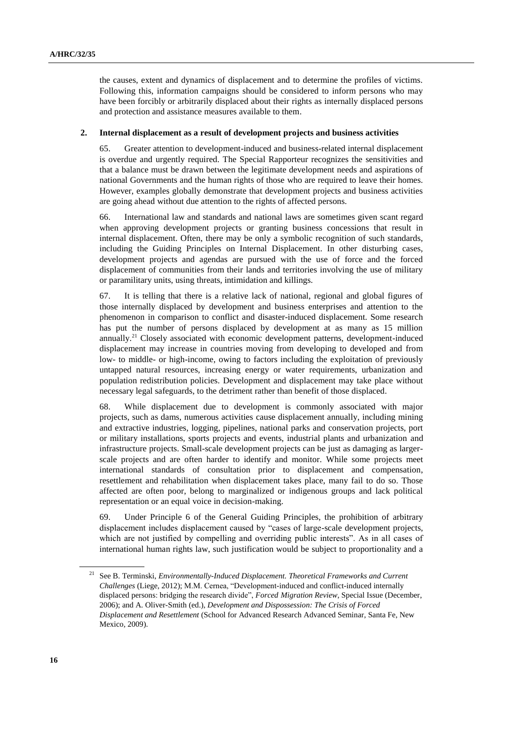the causes, extent and dynamics of displacement and to determine the profiles of victims. Following this, information campaigns should be considered to inform persons who may have been forcibly or arbitrarily displaced about their rights as internally displaced persons and protection and assistance measures available to them.

### 2. Internal displacement as a result of development projects and business activities

65. Greater attention to development-induced and business-related internal displacement is overdue and urgently required. The Special Rapporteur recognizes the sensitivities and that a balance must be drawn between the legitimate development needs and aspirations of national Governments and the human rights of those who are required to leave their homes. However, examples globally demonstrate that development projects and business activities are going ahead without due attention to the rights of affected persons.

66. International law and standards and national laws are sometimes given scant regard when approving development projects or granting business concessions that result in internal displacement. Often, there may be only a symbolic recognition of such standards, including the Guiding Principles on Internal Displacement. In other disturbing cases, development projects and agendas are pursued with the use of force and the forced displacement of communities from their lands and territories involving the use of military or paramilitary units, using threats, intimidation and killings.

67. It is telling that there is a relative lack of national, regional and global figures of those internally displaced by development and business enterprises and attention to the phenomenon in comparison to conflict and disaster-induced displacement. Some research has put the number of persons displaced by development at as many as 15 million annually.[21] Closely associated with economic development patterns, development-induced displacement may increase in countries moving from developing to developed and from low- to middle- or high-income, owing to factors including the exploitation of previously untapped natural resources, increasing energy or water requirements, urbanization and population redistribution policies. Development and displacement may take place without necessary legal safeguards, to the detriment rather than benefit of those displaced.

68. While displacement due to development is commonly associated with major projects, such as dams, numerous activities cause displacement annually, including mining and extractive industries, logging, pipelines, national parks and conservation projects, port or military installations, sports projects and events, industrial plants and urbanization and infrastructure projects. Small-scale development projects can be just as damaging as larger-scale projects and are often harder to identify and monitor. While some projects meet international standards of consultation prior to displacement and compensation, resettlement and rehabilitation when displacement takes place, many fail to do so. Those affected are often poor, belong to marginalized or indigenous groups and lack political representation or an equal voice in decision-making.

69. Under Principle 6 of the General Guiding Principles, the prohibition of arbitrary displacement includes displacement caused by "cases of large-scale development projects, which are not justified by compelling and overriding public interests". As in all cases of international human rights law, such justification would be subject to proportionality and a

---

[21] See B. Terminski, *Environmentally-Induced Displacement. Theoretical Frameworks and Current Challenges* (Liege, 2012); M.M. Cernea, "Development-induced and conflict-induced internally displaced persons: bridging the research divide", *Forced Migration Review*, Special Issue (December, 2006); and A. Oliver-Smith (ed.), *Development and Dispossession: The Crisis of Forced Displacement and Resettlement* (School for Advanced Research Advanced Seminar, Santa Fe, New Mexico, 2009).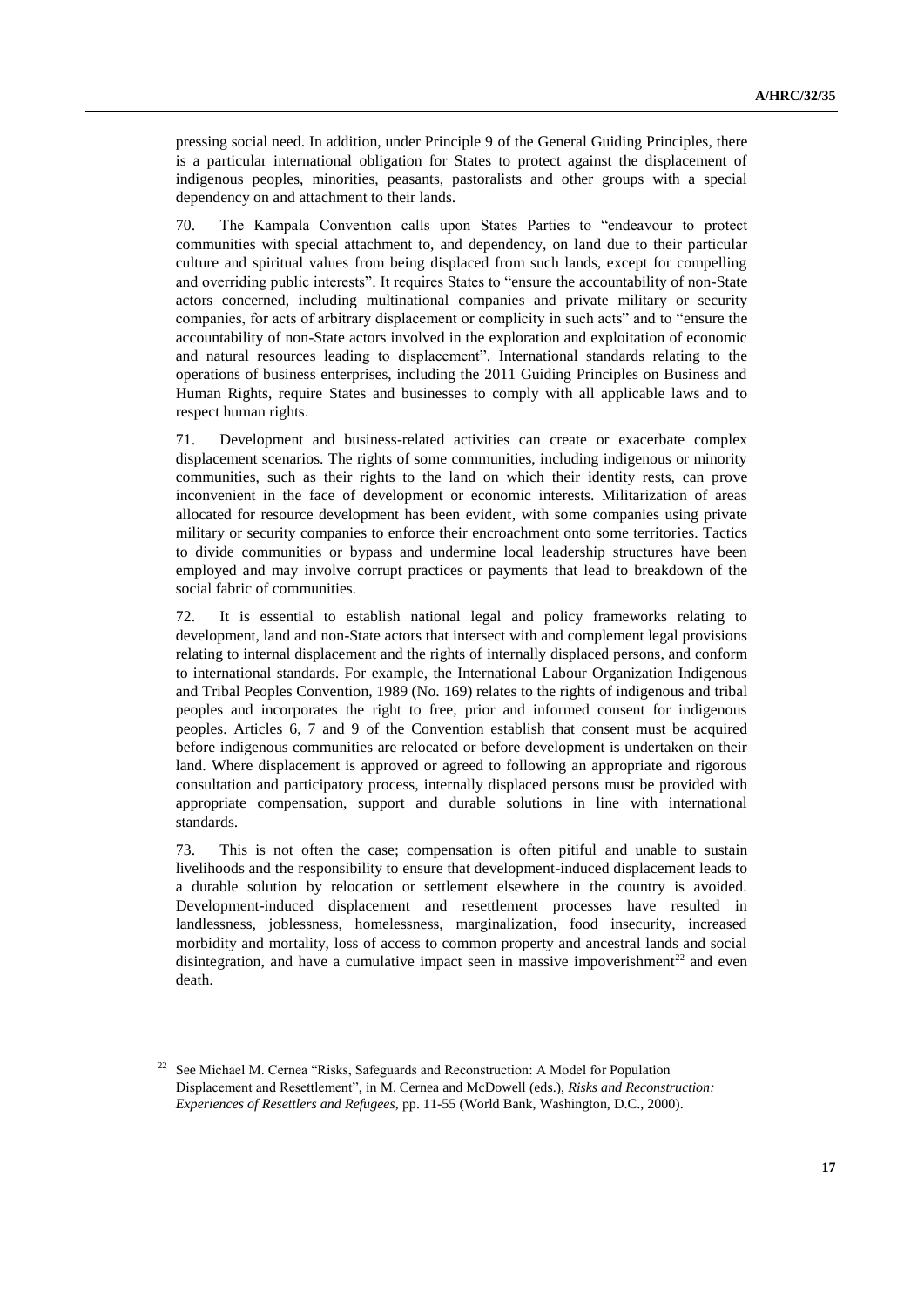pressing social need. In addition, under Principle 9 of the General Guiding Principles, there is a particular international obligation for States to protect against the displacement of indigenous peoples, minorities, peasants, pastoralists and other groups with a special dependency on and attachment to their lands.

70. The Kampala Convention calls upon States Parties to "endeavour to protect communities with special attachment to, and dependency, on land due to their particular culture and spiritual values from being displaced from such lands, except for compelling and overriding public interests". It requires States to "ensure the accountability of non-State actors concerned, including multinational companies and private military or security companies, for acts of arbitrary displacement or complicity in such acts" and to "ensure the accountability of non-State actors involved in the exploration and exploitation of economic and natural resources leading to displacement". International standards relating to the operations of business enterprises, including the 2011 Guiding Principles on Business and Human Rights, require States and businesses to comply with all applicable laws and to respect human rights.

71. Development and business-related activities can create or exacerbate complex displacement scenarios. The rights of some communities, including indigenous or minority communities, such as their rights to the land on which their identity rests, can prove inconvenient in the face of development or economic interests. Militarization of areas allocated for resource development has been evident, with some companies using private military or security companies to enforce their encroachment onto some territories. Tactics to divide communities or bypass and undermine local leadership structures have been employed and may involve corrupt practices or payments that lead to breakdown of the social fabric of communities.

72. It is essential to establish national legal and policy frameworks relating to development, land and non-State actors that intersect with and complement legal provisions relating to internal displacement and the rights of internally displaced persons, and conform to international standards. For example, the International Labour Organization Indigenous and Tribal Peoples Convention, 1989 (No. 169) relates to the rights of indigenous and tribal peoples and incorporates the right to free, prior and informed consent for indigenous peoples. Articles 6, 7 and 9 of the Convention establish that consent must be acquired before indigenous communities are relocated or before development is undertaken on their land. Where displacement is approved or agreed to following an appropriate and rigorous consultation and participatory process, internally displaced persons must be provided with appropriate compensation, support and durable solutions in line with international standards.

73. This is not often the case; compensation is often pitiful and unable to sustain livelihoods and the responsibility to ensure that development-induced displacement leads to a durable solution by relocation or settlement elsewhere in the country is avoided. Development-induced displacement and resettlement processes have resulted in landlessness, joblessness, homelessness, marginalization, food insecurity, increased morbidity and mortality, loss of access to common property and ancestral lands and social disintegration, and have a cumulative impact seen in massive impoverishment[22] and even death.

---

[22] See Michael M. Cernea "Risks, Safeguards and Reconstruction: A Model for Population Displacement and Resettlement", in M. Cernea and McDowell (eds.), *Risks and Reconstruction: Experiences of Resettlers and Refugees*, pp. 11-55 (World Bank, Washington, D.C., 2000).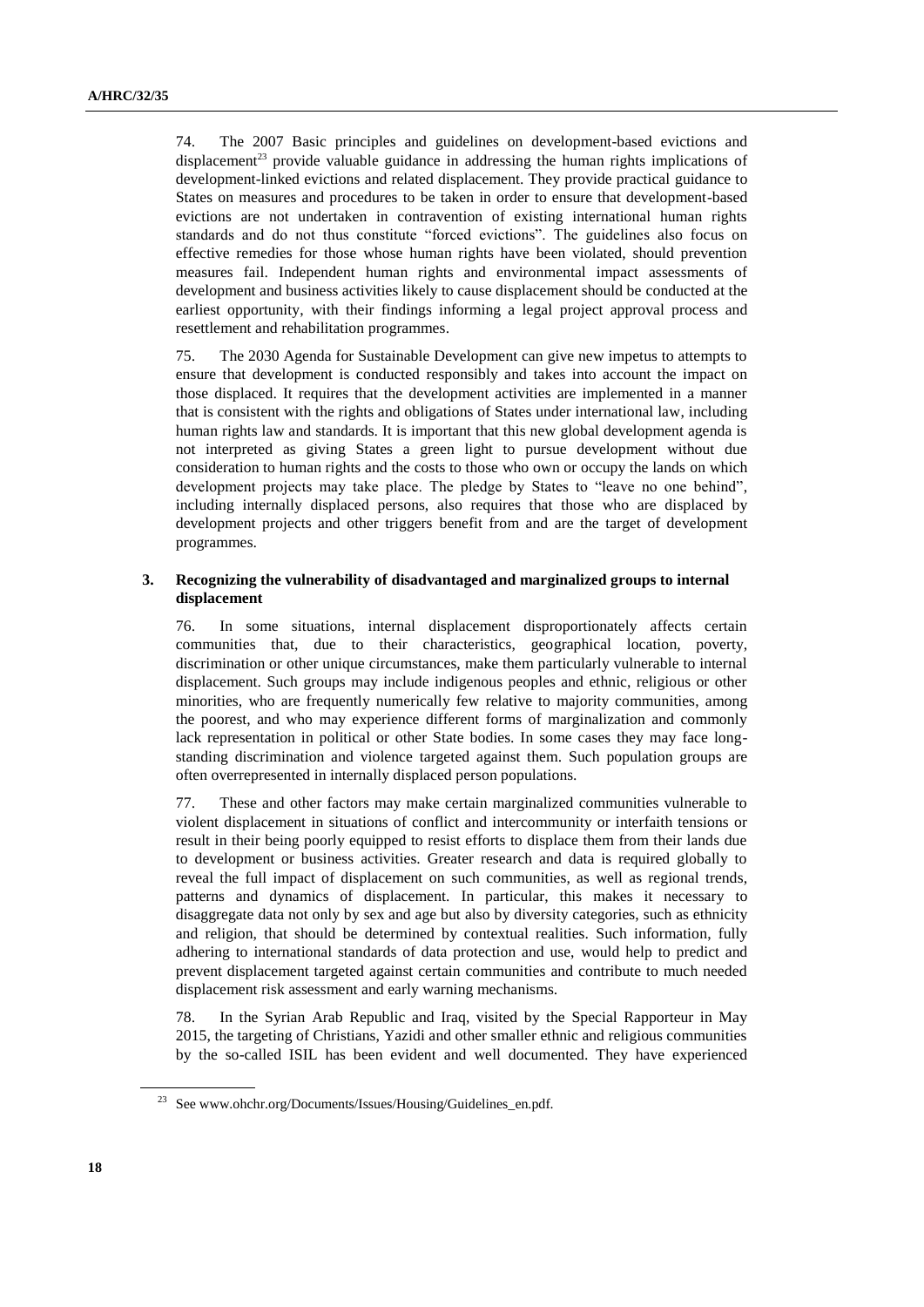74. The 2007 Basic principles and guidelines on development-based evictions and displacement[23] provide valuable guidance in addressing the human rights implications of development-linked evictions and related displacement. They provide practical guidance to States on measures and procedures to be taken in order to ensure that development-based evictions are not undertaken in contravention of existing international human rights standards and do not thus constitute "forced evictions". The guidelines also focus on effective remedies for those whose human rights have been violated, should prevention measures fail. Independent human rights and environmental impact assessments of development and business activities likely to cause displacement should be conducted at the earliest opportunity, with their findings informing a legal project approval process and resettlement and rehabilitation programmes.

75. The 2030 Agenda for Sustainable Development can give new impetus to attempts to ensure that development is conducted responsibly and takes into account the impact on those displaced. It requires that the development activities are implemented in a manner that is consistent with the rights and obligations of States under international law, including human rights law and standards. It is important that this new global development agenda is not interpreted as giving States a green light to pursue development without due consideration to human rights and the costs to those who own or occupy the lands on which development projects may take place. The pledge by States to "leave no one behind", including internally displaced persons, also requires that those who are displaced by development projects and other triggers benefit from and are the target of development programmes.

### 3. Recognizing the vulnerability of disadvantaged and marginalized groups to internal displacement

76. In some situations, internal displacement disproportionately affects certain communities that, due to their characteristics, geographical location, poverty, discrimination or other unique circumstances, make them particularly vulnerable to internal displacement. Such groups may include indigenous peoples and ethnic, religious or other minorities, who are frequently numerically few relative to majority communities, among the poorest, and who may experience different forms of marginalization and commonly lack representation in political or other State bodies. In some cases they may face long-standing discrimination and violence targeted against them. Such population groups are often overrepresented in internally displaced person populations.

77. These and other factors may make certain marginalized communities vulnerable to violent displacement in situations of conflict and intercommunity or interfaith tensions or result in their being poorly equipped to resist efforts to displace them from their lands due to development or business activities. Greater research and data is required globally to reveal the full impact of displacement on such communities, as well as regional trends, patterns and dynamics of displacement. In particular, this makes it necessary to disaggregate data not only by sex and age but also by diversity categories, such as ethnicity and religion, that should be determined by contextual realities. Such information, fully adhering to international standards of data protection and use, would help to predict and prevent displacement targeted against certain communities and contribute to much needed displacement risk assessment and early warning mechanisms.

78. In the Syrian Arab Republic and Iraq, visited by the Special Rapporteur in May 2015, the targeting of Christians, Yazidi and other smaller ethnic and religious communities by the so-called ISIL has been evident and well documented. They have experienced

[23] See www.ohchr.org/Documents/Issues/Housing/Guidelines_en.pdf.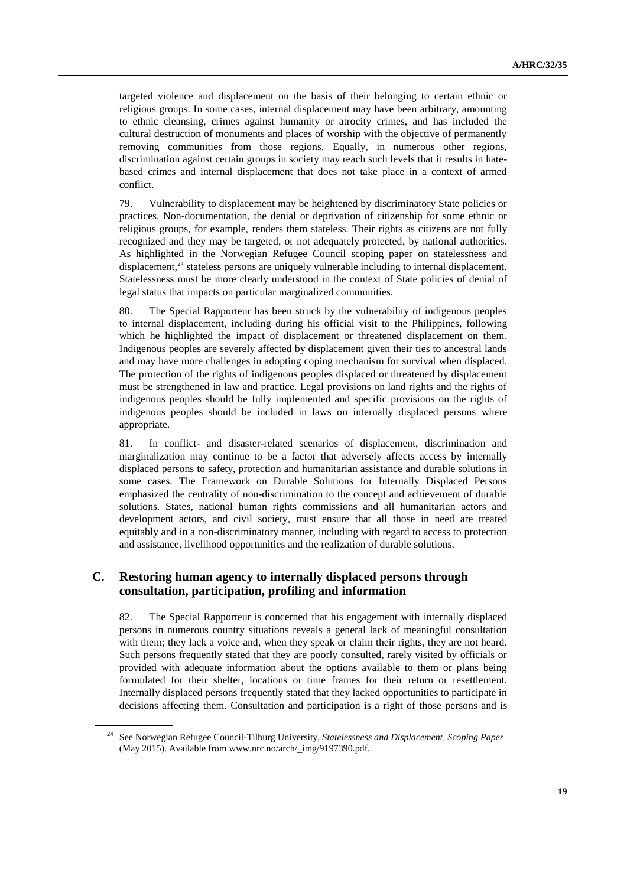targeted violence and displacement on the basis of their belonging to certain ethnic or religious groups. In some cases, internal displacement may have been arbitrary, amounting to ethnic cleansing, crimes against humanity or atrocity crimes, and has included the cultural destruction of monuments and places of worship with the objective of permanently removing communities from those regions. Equally, in numerous other regions, discrimination against certain groups in society may reach such levels that it results in hate-based crimes and internal displacement that does not take place in a context of armed conflict.

79. Vulnerability to displacement may be heightened by discriminatory State policies or practices. Non-documentation, the denial or deprivation of citizenship for some ethnic or religious groups, for example, renders them stateless. Their rights as citizens are not fully recognized and they may be targeted, or not adequately protected, by national authorities. As highlighted in the Norwegian Refugee Council scoping paper on statelessness and displacement,[24] stateless persons are uniquely vulnerable including to internal displacement. Statelessness must be more clearly understood in the context of State policies of denial of legal status that impacts on particular marginalized communities.

80. The Special Rapporteur has been struck by the vulnerability of indigenous peoples to internal displacement, including during his official visit to the Philippines, following which he highlighted the impact of displacement or threatened displacement on them. Indigenous peoples are severely affected by displacement given their ties to ancestral lands and may have more challenges in adopting coping mechanism for survival when displaced. The protection of the rights of indigenous peoples displaced or threatened by displacement must be strengthened in law and practice. Legal provisions on land rights and the rights of indigenous peoples should be fully implemented and specific provisions on the rights of indigenous peoples should be included in laws on internally displaced persons where appropriate.

81. In conflict- and disaster-related scenarios of displacement, discrimination and marginalization may continue to be a factor that adversely affects access by internally displaced persons to safety, protection and humanitarian assistance and durable solutions in some cases. The Framework on Durable Solutions for Internally Displaced Persons emphasized the centrality of non-discrimination to the concept and achievement of durable solutions. States, national human rights commissions and all humanitarian actors and development actors, and civil society, must ensure that all those in need are treated equitably and in a non-discriminatory manner, including with regard to access to protection and assistance, livelihood opportunities and the realization of durable solutions.

## C. Restoring human agency to internally displaced persons through consultation, participation, profiling and information

82. The Special Rapporteur is concerned that his engagement with internally displaced persons in numerous country situations reveals a general lack of meaningful consultation with them; they lack a voice and, when they speak or claim their rights, they are not heard. Such persons frequently stated that they are poorly consulted, rarely visited by officials or provided with adequate information about the options available to them or plans being formulated for their shelter, locations or time frames for their return or resettlement. Internally displaced persons frequently stated that they lacked opportunities to participate in decisions affecting them. Consultation and participation is a right of those persons and is

[24] See Norwegian Refugee Council-Tilburg University, *Statelessness and Displacement, Scoping Paper* (May 2015). Available from www.nrc.no/arch/_img/9197390.pdf.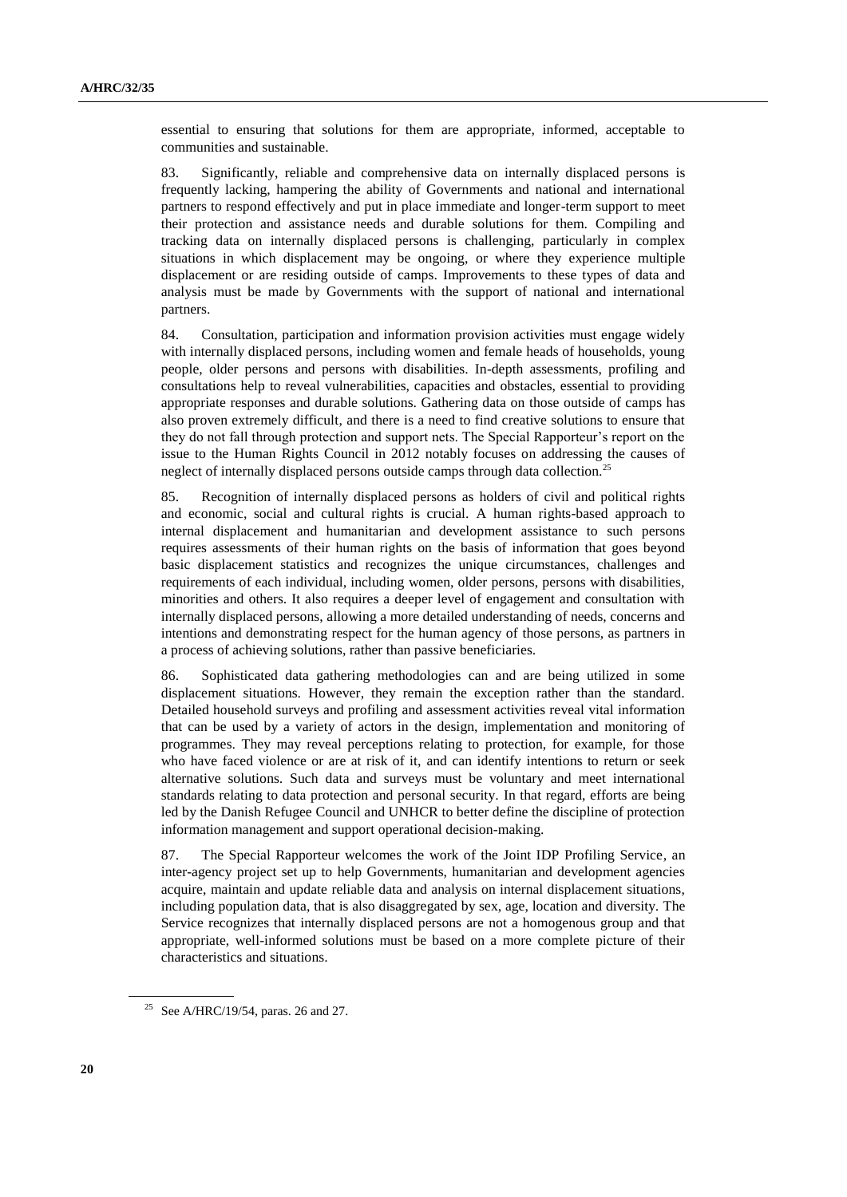essential to ensuring that solutions for them are appropriate, informed, acceptable to communities and sustainable.

83. Significantly, reliable and comprehensive data on internally displaced persons is frequently lacking, hampering the ability of Governments and national and international partners to respond effectively and put in place immediate and longer-term support to meet their protection and assistance needs and durable solutions for them. Compiling and tracking data on internally displaced persons is challenging, particularly in complex situations in which displacement may be ongoing, or where they experience multiple displacement or are residing outside of camps. Improvements to these types of data and analysis must be made by Governments with the support of national and international partners.

84. Consultation, participation and information provision activities must engage widely with internally displaced persons, including women and female heads of households, young people, older persons and persons with disabilities. In-depth assessments, profiling and consultations help to reveal vulnerabilities, capacities and obstacles, essential to providing appropriate responses and durable solutions. Gathering data on those outside of camps has also proven extremely difficult, and there is a need to find creative solutions to ensure that they do not fall through protection and support nets. The Special Rapporteur's report on the issue to the Human Rights Council in 2012 notably focuses on addressing the causes of neglect of internally displaced persons outside camps through data collection.[25]

85. Recognition of internally displaced persons as holders of civil and political rights and economic, social and cultural rights is crucial. A human rights-based approach to internal displacement and humanitarian and development assistance to such persons requires assessments of their human rights on the basis of information that goes beyond basic displacement statistics and recognizes the unique circumstances, challenges and requirements of each individual, including women, older persons, persons with disabilities, minorities and others. It also requires a deeper level of engagement and consultation with internally displaced persons, allowing a more detailed understanding of needs, concerns and intentions and demonstrating respect for the human agency of those persons, as partners in a process of achieving solutions, rather than passive beneficiaries.

86. Sophisticated data gathering methodologies can and are being utilized in some displacement situations. However, they remain the exception rather than the standard. Detailed household surveys and profiling and assessment activities reveal vital information that can be used by a variety of actors in the design, implementation and monitoring of programmes. They may reveal perceptions relating to protection, for example, for those who have faced violence or are at risk of it, and can identify intentions to return or seek alternative solutions. Such data and surveys must be voluntary and meet international standards relating to data protection and personal security. In that regard, efforts are being led by the Danish Refugee Council and UNHCR to better define the discipline of protection information management and support operational decision-making.

87. The Special Rapporteur welcomes the work of the Joint IDP Profiling Service, an inter-agency project set up to help Governments, humanitarian and development agencies acquire, maintain and update reliable data and analysis on internal displacement situations, including population data, that is also disaggregated by sex, age, location and diversity. The Service recognizes that internally displaced persons are not a homogenous group and that appropriate, well-informed solutions must be based on a more complete picture of their characteristics and situations.

[25] See A/HRC/19/54, paras. 26 and 27.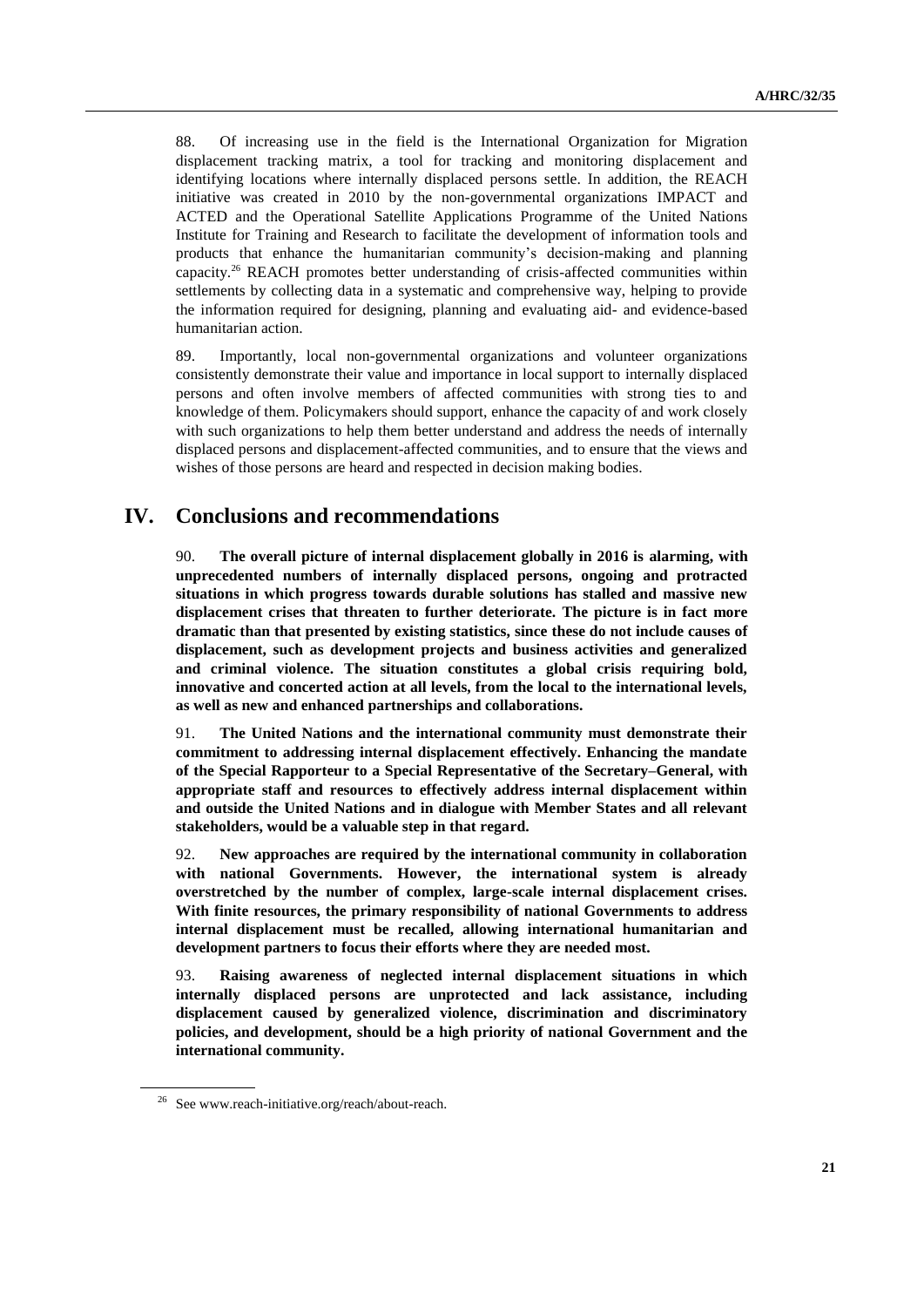88. Of increasing use in the field is the International Organization for Migration displacement tracking matrix, a tool for tracking and monitoring displacement and identifying locations where internally displaced persons settle. In addition, the REACH initiative was created in 2010 by the non-governmental organizations IMPACT and ACTED and the Operational Satellite Applications Programme of the United Nations Institute for Training and Research to facilitate the development of information tools and products that enhance the humanitarian community's decision-making and planning capacity.[26] REACH promotes better understanding of crisis-affected communities within settlements by collecting data in a systematic and comprehensive way, helping to provide the information required for designing, planning and evaluating aid- and evidence-based humanitarian action.

89. Importantly, local non-governmental organizations and volunteer organizations consistently demonstrate their value and importance in local support to internally displaced persons and often involve members of affected communities with strong ties to and knowledge of them. Policymakers should support, enhance the capacity of and work closely with such organizations to help them better understand and address the needs of internally displaced persons and displacement-affected communities, and to ensure that the views and wishes of those persons are heard and respected in decision making bodies.

# IV. Conclusions and recommendations

90. **The overall picture of internal displacement globally in 2016 is alarming, with unprecedented numbers of internally displaced persons, ongoing and protracted situations in which progress towards durable solutions has stalled and massive new displacement crises that threaten to further deteriorate. The picture is in fact more dramatic than that presented by existing statistics, since these do not include causes of displacement, such as development projects and business activities and generalized and criminal violence. The situation constitutes a global crisis requiring bold, innovative and concerted action at all levels, from the local to the international levels, as well as new and enhanced partnerships and collaborations.**

91. **The United Nations and the international community must demonstrate their commitment to addressing internal displacement effectively. Enhancing the mandate of the Special Rapporteur to a Special Representative of the Secretary–General, with appropriate staff and resources to effectively address internal displacement within and outside the United Nations and in dialogue with Member States and all relevant stakeholders, would be a valuable step in that regard.**

92. **New approaches are required by the international community in collaboration with national Governments. However, the international system is already overstretched by the number of complex, large-scale internal displacement crises. With finite resources, the primary responsibility of national Governments to address internal displacement must be recalled, allowing international humanitarian and development partners to focus their efforts where they are needed most.**

93. **Raising awareness of neglected internal displacement situations in which internally displaced persons are unprotected and lack assistance, including displacement caused by generalized violence, discrimination and discriminatory policies, and development, should be a high priority of national Government and the international community.**

[26] See www.reach-initiative.org/reach/about-reach.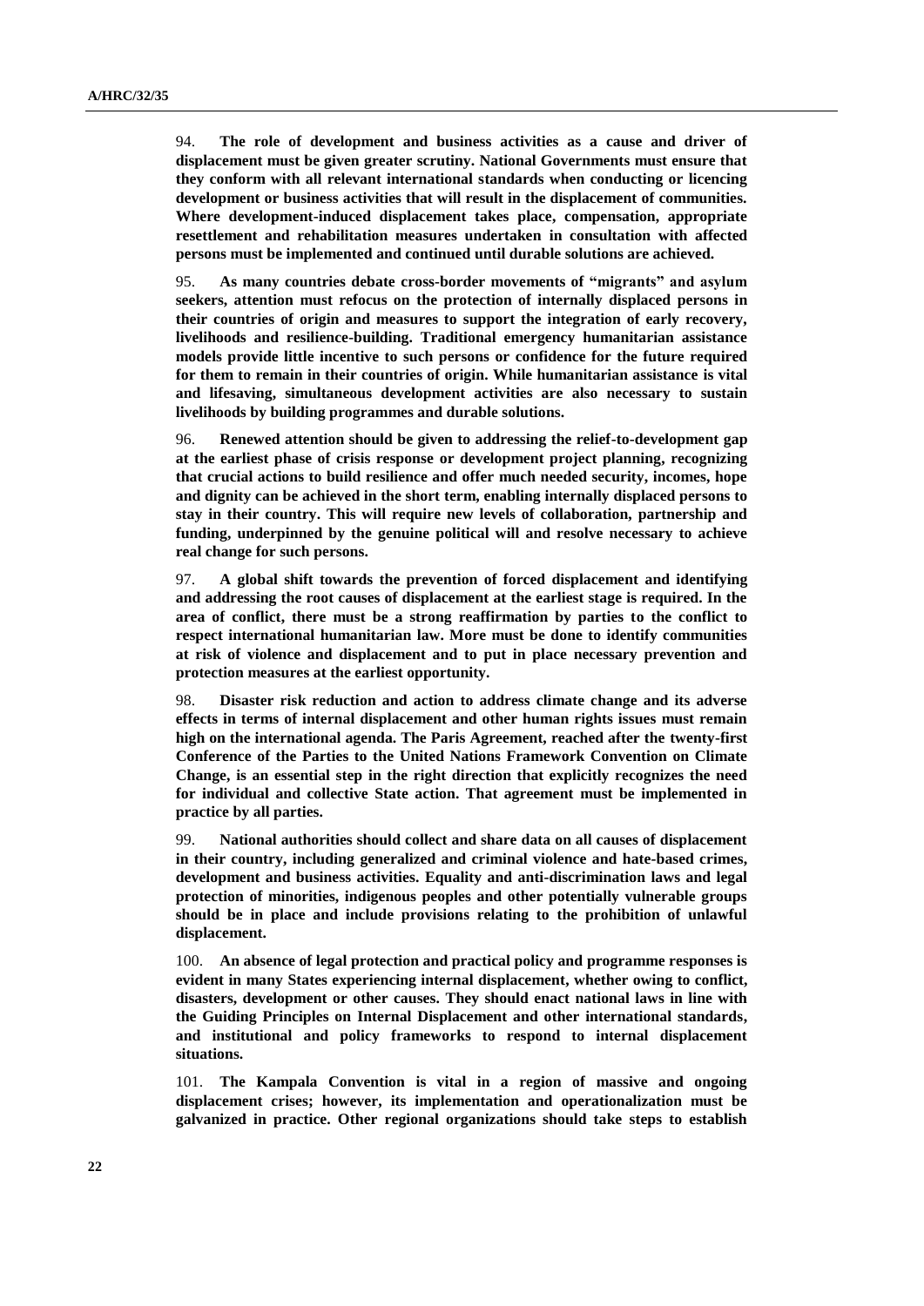94. **The role of development and business activities as a cause and driver of displacement must be given greater scrutiny. National Governments must ensure that they conform with all relevant international standards when conducting or licencing development or business activities that will result in the displacement of communities. Where development-induced displacement takes place, compensation, appropriate resettlement and rehabilitation measures undertaken in consultation with affected persons must be implemented and continued until durable solutions are achieved.**

95. **As many countries debate cross-border movements of "migrants" and asylum seekers, attention must refocus on the protection of internally displaced persons in their countries of origin and measures to support the integration of early recovery, livelihoods and resilience-building. Traditional emergency humanitarian assistance models provide little incentive to such persons or confidence for the future required for them to remain in their countries of origin. While humanitarian assistance is vital and lifesaving, simultaneous development activities are also necessary to sustain livelihoods by building programmes and durable solutions.**

96. **Renewed attention should be given to addressing the relief-to-development gap at the earliest phase of crisis response or development project planning, recognizing that crucial actions to build resilience and offer much needed security, incomes, hope and dignity can be achieved in the short term, enabling internally displaced persons to stay in their country. This will require new levels of collaboration, partnership and funding, underpinned by the genuine political will and resolve necessary to achieve real change for such persons.**

97. **A global shift towards the prevention of forced displacement and identifying and addressing the root causes of displacement at the earliest stage is required. In the area of conflict, there must be a strong reaffirmation by parties to the conflict to respect international humanitarian law. More must be done to identify communities at risk of violence and displacement and to put in place necessary prevention and protection measures at the earliest opportunity.**

98. **Disaster risk reduction and action to address climate change and its adverse effects in terms of internal displacement and other human rights issues must remain high on the international agenda. The Paris Agreement, reached after the twenty-first Conference of the Parties to the United Nations Framework Convention on Climate Change, is an essential step in the right direction that explicitly recognizes the need for individual and collective State action. That agreement must be implemented in practice by all parties.**

99. **National authorities should collect and share data on all causes of displacement in their country, including generalized and criminal violence and hate-based crimes, development and business activities. Equality and anti-discrimination laws and legal protection of minorities, indigenous peoples and other potentially vulnerable groups should be in place and include provisions relating to the prohibition of unlawful displacement.**

100. **An absence of legal protection and practical policy and programme responses is evident in many States experiencing internal displacement, whether owing to conflict, disasters, development or other causes. They should enact national laws in line with the Guiding Principles on Internal Displacement and other international standards, and institutional and policy frameworks to respond to internal displacement situations.**

101. **The Kampala Convention is vital in a region of massive and ongoing displacement crises; however, its implementation and operationalization must be galvanized in practice. Other regional organizations should take steps to establish**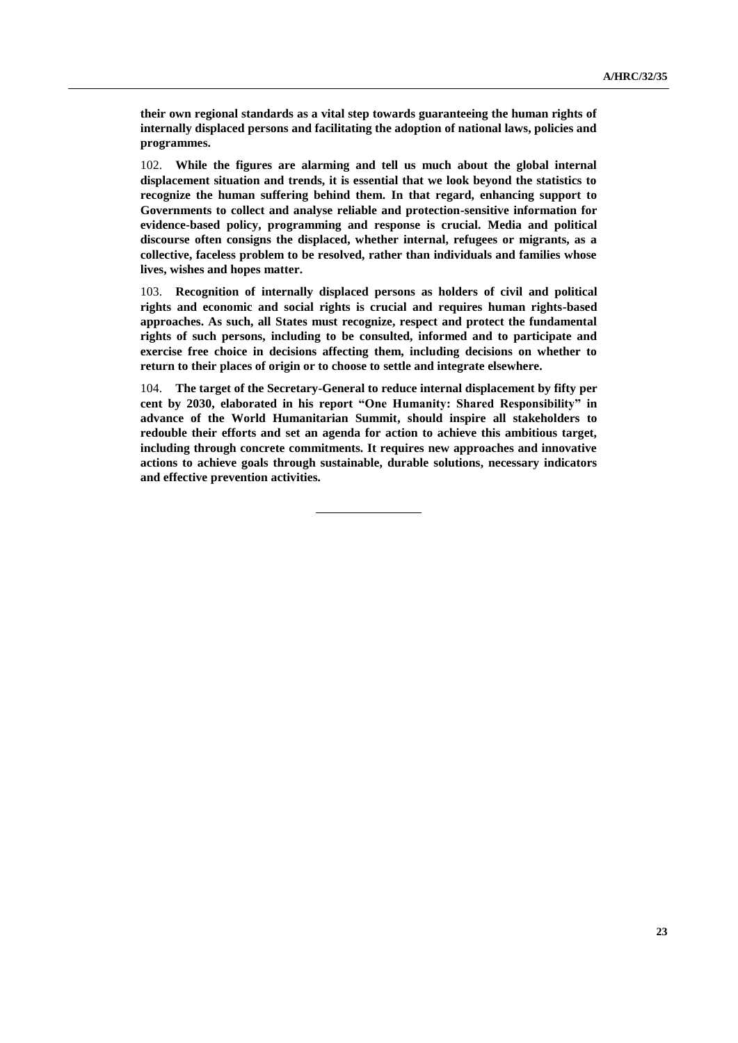**their own regional standards as a vital step towards guaranteeing the human rights of internally displaced persons and facilitating the adoption of national laws, policies and programmes.**

102. **While the figures are alarming and tell us much about the global internal displacement situation and trends, it is essential that we look beyond the statistics to recognize the human suffering behind them. In that regard, enhancing support to Governments to collect and analyse reliable and protection-sensitive information for evidence-based policy, programming and response is crucial. Media and political discourse often consigns the displaced, whether internal, refugees or migrants, as a collective, faceless problem to be resolved, rather than individuals and families whose lives, wishes and hopes matter.**

103. **Recognition of internally displaced persons as holders of civil and political rights and economic and social rights is crucial and requires human rights-based approaches. As such, all States must recognize, respect and protect the fundamental rights of such persons, including to be consulted, informed and to participate and exercise free choice in decisions affecting them, including decisions on whether to return to their places of origin or to choose to settle and integrate elsewhere.**

104. **The target of the Secretary-General to reduce internal displacement by fifty per cent by 2030, elaborated in his report "One Humanity: Shared Responsibility" in advance of the World Humanitarian Summit, should inspire all stakeholders to redouble their efforts and set an agenda for action to achieve this ambitious target, including through concrete commitments. It requires new approaches and innovative actions to achieve goals through sustainable, durable solutions, necessary indicators and effective prevention activities.**